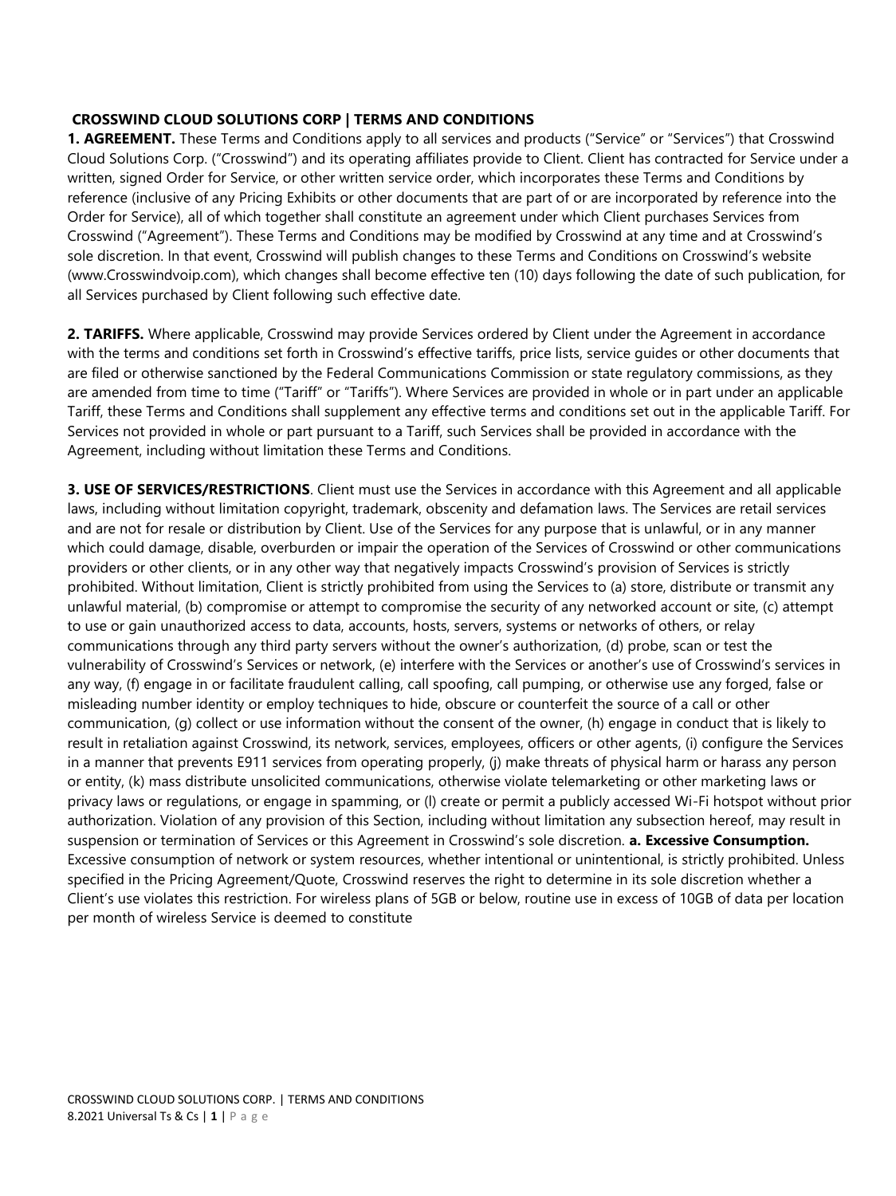**CROSSWIND CLOUD SOLUTIONS CORP | TERMS AND CONDITIONS**

**1. AGREEMENT.** These Terms and Conditions apply to all services and products ("Service" or "Services") that Crosswind Cloud Solutions Corp. ("Crosswind") and its operating affiliates provide to Client. Client has contracted for Service under a written, signed Order for Service, or other written service order, which incorporates these Terms and Conditions by reference (inclusive of any Pricing Exhibits or other documents that are part of or are incorporated by reference into the Order for Service), all of which together shall constitute an agreement under which Client purchases Services from Crosswind ("Agreement"). These Terms and Conditions may be modified by Crosswind at any time and at Crosswind's sole discretion. In that event, Crosswind will publish changes to these Terms and Conditions on Crosswind's website (www.Crosswindvoip.com), which changes shall become effective ten (10) days following the date of such publication, for all Services purchased by Client following such effective date.

**2. TARIFFS.** Where applicable, Crosswind may provide Services ordered by Client under the Agreement in accordance with the terms and conditions set forth in Crosswind's effective tariffs, price lists, service guides or other documents that are filed or otherwise sanctioned by the Federal Communications Commission or state regulatory commissions, as they are amended from time to time ("Tariff" or "Tariffs"). Where Services are provided in whole or in part under an applicable Tariff, these Terms and Conditions shall supplement any effective terms and conditions set out in the applicable Tariff. For Services not provided in whole or part pursuant to a Tariff, such Services shall be provided in accordance with the Agreement, including without limitation these Terms and Conditions.

**3. USE OF SERVICES/RESTRICTIONS**. Client must use the Services in accordance with this Agreement and all applicable laws, including without limitation copyright, trademark, obscenity and defamation laws. The Services are retail services and are not for resale or distribution by Client. Use of the Services for any purpose that is unlawful, or in any manner which could damage, disable, overburden or impair the operation of the Services of Crosswind or other communications providers or other clients, or in any other way that negatively impacts Crosswind's provision of Services is strictly prohibited. Without limitation, Client is strictly prohibited from using the Services to (a) store, distribute or transmit any unlawful material, (b) compromise or attempt to compromise the security of any networked account or site, (c) attempt to use or gain unauthorized access to data, accounts, hosts, servers, systems or networks of others, or relay communications through any third party servers without the owner's authorization, (d) probe, scan or test the vulnerability of Crosswind's Services or network, (e) interfere with the Services or another's use of Crosswind's services in any way, (f) engage in or facilitate fraudulent calling, call spoofing, call pumping, or otherwise use any forged, false or misleading number identity or employ techniques to hide, obscure or counterfeit the source of a call or other communication, (g) collect or use information without the consent of the owner, (h) engage in conduct that is likely to result in retaliation against Crosswind, its network, services, employees, officers or other agents, (i) configure the Services in a manner that prevents E911 services from operating properly, (j) make threats of physical harm or harass any person or entity, (k) mass distribute unsolicited communications, otherwise violate telemarketing or other marketing laws or privacy laws or regulations, or engage in spamming, or (l) create or permit a publicly accessed Wi-Fi hotspot without prior authorization. Violation of any provision of this Section, including without limitation any subsection hereof, may result in suspension or termination of Services or this Agreement in Crosswind's sole discretion. **a. Excessive Consumption.** Excessive consumption of network or system resources, whether intentional or unintentional, is strictly prohibited. Unless specified in the Pricing Agreement/Quote, Crosswind reserves the right to determine in its sole discretion whether a Client's use violates this restriction. For wireless plans of 5GB or below, routine use in excess of 10GB of data per location per month of wireless Service is deemed to constitute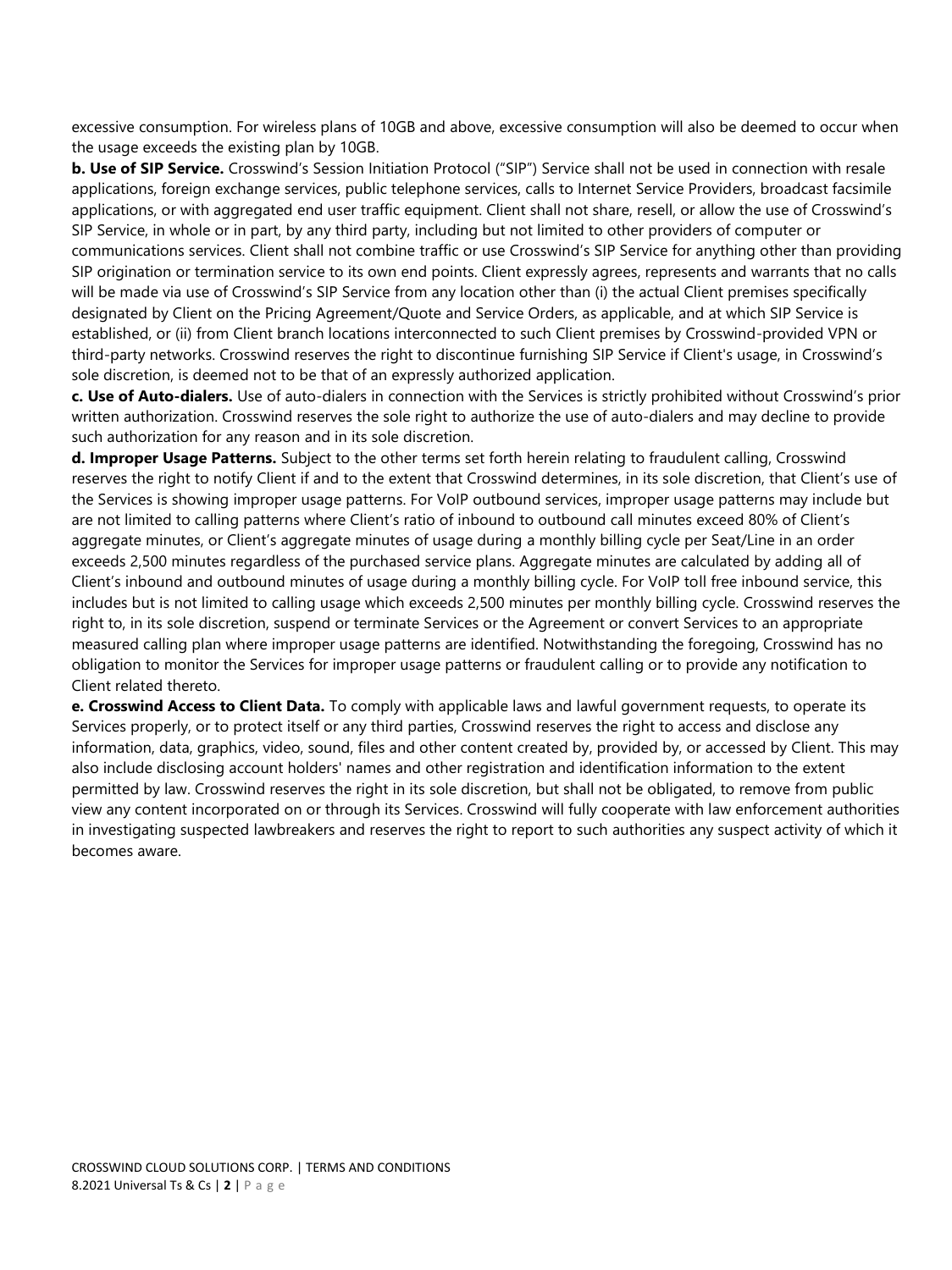excessive consumption. For wireless plans of 10GB and above, excessive consumption will also be deemed to occur when the usage exceeds the existing plan by 10GB.

**b. Use of SIP Service.** Crosswind's Session Initiation Protocol ("SIP") Service shall not be used in connection with resale applications, foreign exchange services, public telephone services, calls to Internet Service Providers, broadcast facsimile applications, or with aggregated end user traffic equipment. Client shall not share, resell, or allow the use of Crosswind's SIP Service, in whole or in part, by any third party, including but not limited to other providers of computer or communications services. Client shall not combine traffic or use Crosswind's SIP Service for anything other than providing SIP origination or termination service to its own end points. Client expressly agrees, represents and warrants that no calls will be made via use of Crosswind's SIP Service from any location other than (i) the actual Client premises specifically designated by Client on the Pricing Agreement/Quote and Service Orders, as applicable, and at which SIP Service is established, or (ii) from Client branch locations interconnected to such Client premises by Crosswind-provided VPN or third-party networks. Crosswind reserves the right to discontinue furnishing SIP Service if Client's usage, in Crosswind's sole discretion, is deemed not to be that of an expressly authorized application.

**c. Use of Auto-dialers.** Use of auto-dialers in connection with the Services is strictly prohibited without Crosswind's prior written authorization. Crosswind reserves the sole right to authorize the use of auto-dialers and may decline to provide such authorization for any reason and in its sole discretion.

**d. Improper Usage Patterns.** Subject to the other terms set forth herein relating to fraudulent calling, Crosswind reserves the right to notify Client if and to the extent that Crosswind determines, in its sole discretion, that Client's use of the Services is showing improper usage patterns. For VoIP outbound services, improper usage patterns may include but are not limited to calling patterns where Client's ratio of inbound to outbound call minutes exceed 80% of Client's aggregate minutes, or Client's aggregate minutes of usage during a monthly billing cycle per Seat/Line in an order exceeds 2,500 minutes regardless of the purchased service plans. Aggregate minutes are calculated by adding all of Client's inbound and outbound minutes of usage during a monthly billing cycle. For VoIP toll free inbound service, this includes but is not limited to calling usage which exceeds 2,500 minutes per monthly billing cycle. Crosswind reserves the right to, in its sole discretion, suspend or terminate Services or the Agreement or convert Services to an appropriate measured calling plan where improper usage patterns are identified. Notwithstanding the foregoing, Crosswind has no obligation to monitor the Services for improper usage patterns or fraudulent calling or to provide any notification to Client related thereto.

**e. Crosswind Access to Client Data.** To comply with applicable laws and lawful government requests, to operate its Services properly, or to protect itself or any third parties, Crosswind reserves the right to access and disclose any information, data, graphics, video, sound, files and other content created by, provided by, or accessed by Client. This may also include disclosing account holders' names and other registration and identification information to the extent permitted by law. Crosswind reserves the right in its sole discretion, but shall not be obligated, to remove from public view any content incorporated on or through its Services. Crosswind will fully cooperate with law enforcement authorities in investigating suspected lawbreakers and reserves the right to report to such authorities any suspect activity of which it becomes aware.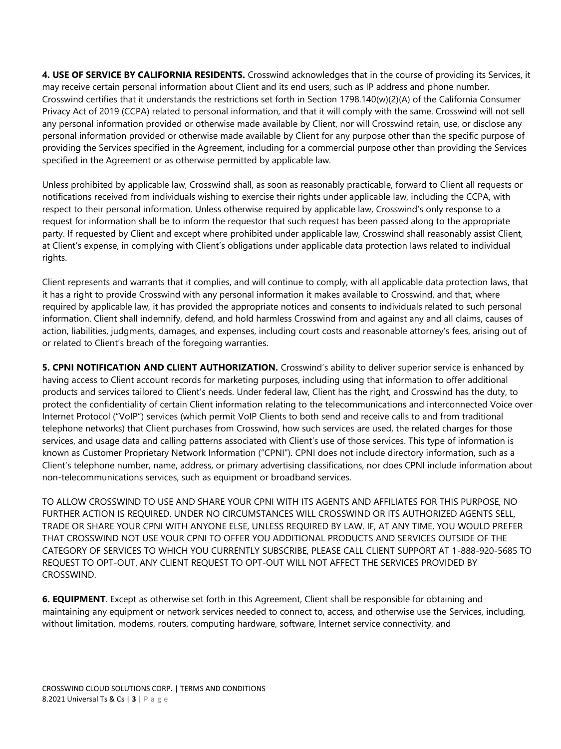**4. USE OF SERVICE BY CALIFORNIA RESIDENTS.** Crosswind acknowledges that in the course of providing its Services, it may receive certain personal information about Client and its end users, such as IP address and phone number. Crosswind certifies that it understands the restrictions set forth in Section 1798.140(w)(2)(A) of the California Consumer Privacy Act of 2019 (CCPA) related to personal information, and that it will comply with the same. Crosswind will not sell any personal information provided or otherwise made available by Client, nor will Crosswind retain, use, or disclose any personal information provided or otherwise made available by Client for any purpose other than the specific purpose of providing the Services specified in the Agreement, including for a commercial purpose other than providing the Services specified in the Agreement or as otherwise permitted by applicable law.

Unless prohibited by applicable law, Crosswind shall, as soon as reasonably practicable, forward to Client all requests or notifications received from individuals wishing to exercise their rights under applicable law, including the CCPA, with respect to their personal information. Unless otherwise required by applicable law, Crosswind's only response to a request for information shall be to inform the requestor that such request has been passed along to the appropriate party. If requested by Client and except where prohibited under applicable law, Crosswind shall reasonably assist Client, at Client's expense, in complying with Client's obligations under applicable data protection laws related to individual rights.

Client represents and warrants that it complies, and will continue to comply, with all applicable data protection laws, that it has a right to provide Crosswind with any personal information it makes available to Crosswind, and that, where required by applicable law, it has provided the appropriate notices and consents to individuals related to such personal information. Client shall indemnify, defend, and hold harmless Crosswind from and against any and all claims, causes of action, liabilities, judgments, damages, and expenses, including court costs and reasonable attorney's fees, arising out of or related to Client's breach of the foregoing warranties.

**5. CPNI NOTIFICATION AND CLIENT AUTHORIZATION.** Crosswind's ability to deliver superior service is enhanced by having access to Client account records for marketing purposes, including using that information to offer additional products and services tailored to Client's needs. Under federal law, Client has the right, and Crosswind has the duty, to protect the confidentiality of certain Client information relating to the telecommunications and interconnected Voice over Internet Protocol ("VoIP") services (which permit VoIP Clients to both send and receive calls to and from traditional telephone networks) that Client purchases from Crosswind, how such services are used, the related charges for those services, and usage data and calling patterns associated with Client's use of those services. This type of information is known as Customer Proprietary Network Information ("CPNI"). CPNI does not include directory information, such as a Client's telephone number, name, address, or primary advertising classifications, nor does CPNI include information about non-telecommunications services, such as equipment or broadband services.

TO ALLOW CROSSWIND TO USE AND SHARE YOUR CPNI WITH ITS AGENTS AND AFFILIATES FOR THIS PURPOSE, NO FURTHER ACTION IS REQUIRED. UNDER NO CIRCUMSTANCES WILL CROSSWIND OR ITS AUTHORIZED AGENTS SELL, TRADE OR SHARE YOUR CPNI WITH ANYONE ELSE, UNLESS REQUIRED BY LAW. IF, AT ANY TIME, YOU WOULD PREFER THAT CROSSWIND NOT USE YOUR CPNI TO OFFER YOU ADDITIONAL PRODUCTS AND SERVICES OUTSIDE OF THE CATEGORY OF SERVICES TO WHICH YOU CURRENTLY SUBSCRIBE, PLEASE CALL CLIENT SUPPORT AT 1-888-920-5685 TO REQUEST TO OPT-OUT. ANY CLIENT REQUEST TO OPT-OUT WILL NOT AFFECT THE SERVICES PROVIDED BY CROSSWIND.

**6. EQUIPMENT**. Except as otherwise set forth in this Agreement, Client shall be responsible for obtaining and maintaining any equipment or network services needed to connect to, access, and otherwise use the Services, including, without limitation, modems, routers, computing hardware, software, Internet service connectivity, and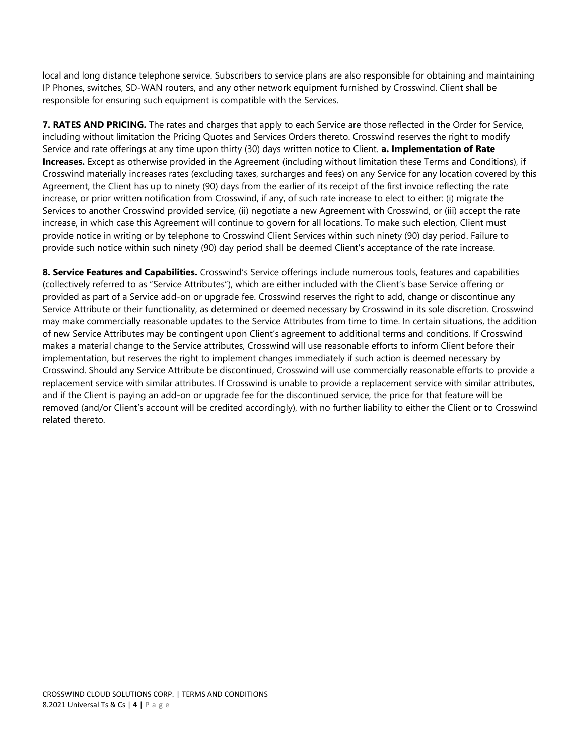local and long distance telephone service. Subscribers to service plans are also responsible for obtaining and maintaining IP Phones, switches, SD-WAN routers, and any other network equipment furnished by Crosswind. Client shall be responsible for ensuring such equipment is compatible with the Services.

**7. RATES AND PRICING.** The rates and charges that apply to each Service are those reflected in the Order for Service, including without limitation the Pricing Quotes and Services Orders thereto. Crosswind reserves the right to modify Service and rate offerings at any time upon thirty (30) days written notice to Client. **a. Implementation of Rate Increases.** Except as otherwise provided in the Agreement (including without limitation these Terms and Conditions), if Crosswind materially increases rates (excluding taxes, surcharges and fees) on any Service for any location covered by this Agreement, the Client has up to ninety (90) days from the earlier of its receipt of the first invoice reflecting the rate increase, or prior written notification from Crosswind, if any, of such rate increase to elect to either: (i) migrate the Services to another Crosswind provided service, (ii) negotiate a new Agreement with Crosswind, or (iii) accept the rate increase, in which case this Agreement will continue to govern for all locations. To make such election, Client must provide notice in writing or by telephone to Crosswind Client Services within such ninety (90) day period. Failure to provide such notice within such ninety (90) day period shall be deemed Client's acceptance of the rate increase.

**8. Service Features and Capabilities.** Crosswind's Service offerings include numerous tools, features and capabilities (collectively referred to as "Service Attributes"), which are either included with the Client's base Service offering or provided as part of a Service add-on or upgrade fee. Crosswind reserves the right to add, change or discontinue any Service Attribute or their functionality, as determined or deemed necessary by Crosswind in its sole discretion. Crosswind may make commercially reasonable updates to the Service Attributes from time to time. In certain situations, the addition of new Service Attributes may be contingent upon Client's agreement to additional terms and conditions. If Crosswind makes a material change to the Service attributes, Crosswind will use reasonable efforts to inform Client before their implementation, but reserves the right to implement changes immediately if such action is deemed necessary by Crosswind. Should any Service Attribute be discontinued, Crosswind will use commercially reasonable efforts to provide a replacement service with similar attributes. If Crosswind is unable to provide a replacement service with similar attributes, and if the Client is paying an add-on or upgrade fee for the discontinued service, the price for that feature will be removed (and/or Client's account will be credited accordingly), with no further liability to either the Client or to Crosswind related thereto.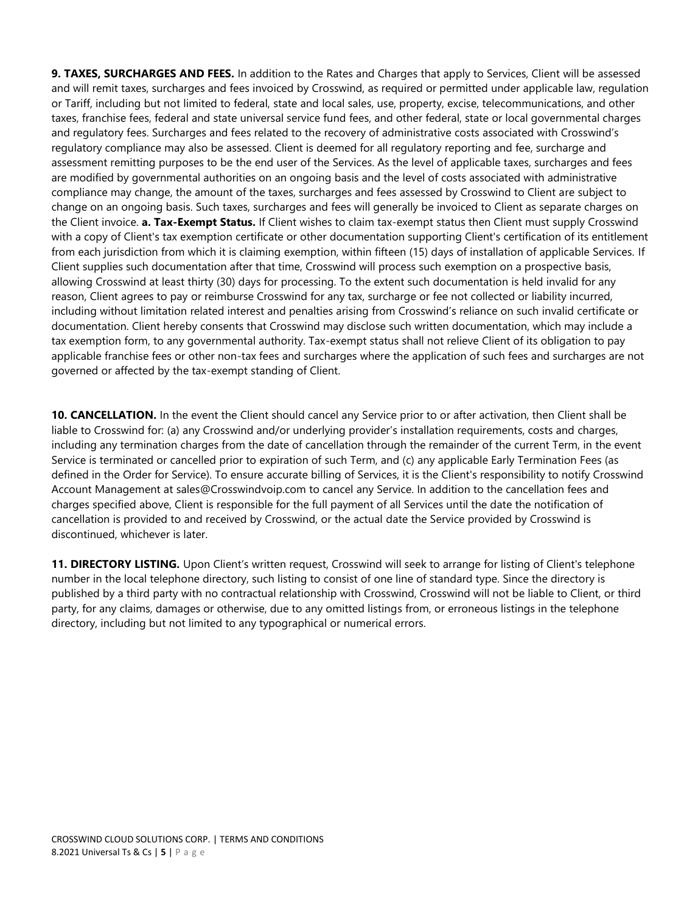**9. TAXES, SURCHARGES AND FEES.** In addition to the Rates and Charges that apply to Services, Client will be assessed and will remit taxes, surcharges and fees invoiced by Crosswind, as required or permitted under applicable law, regulation or Tariff, including but not limited to federal, state and local sales, use, property, excise, telecommunications, and other taxes, franchise fees, federal and state universal service fund fees, and other federal, state or local governmental charges and regulatory fees. Surcharges and fees related to the recovery of administrative costs associated with Crosswind's regulatory compliance may also be assessed. Client is deemed for all regulatory reporting and fee, surcharge and assessment remitting purposes to be the end user of the Services. As the level of applicable taxes, surcharges and fees are modified by governmental authorities on an ongoing basis and the level of costs associated with administrative compliance may change, the amount of the taxes, surcharges and fees assessed by Crosswind to Client are subject to change on an ongoing basis. Such taxes, surcharges and fees will generally be invoiced to Client as separate charges on the Client invoice. **a. Tax-Exempt Status.** If Client wishes to claim tax-exempt status then Client must supply Crosswind with a copy of Client's tax exemption certificate or other documentation supporting Client's certification of its entitlement from each jurisdiction from which it is claiming exemption, within fifteen (15) days of installation of applicable Services. If Client supplies such documentation after that time, Crosswind will process such exemption on a prospective basis, allowing Crosswind at least thirty (30) days for processing. To the extent such documentation is held invalid for any reason, Client agrees to pay or reimburse Crosswind for any tax, surcharge or fee not collected or liability incurred, including without limitation related interest and penalties arising from Crosswind's reliance on such invalid certificate or documentation. Client hereby consents that Crosswind may disclose such written documentation, which may include a tax exemption form, to any governmental authority. Tax-exempt status shall not relieve Client of its obligation to pay applicable franchise fees or other non-tax fees and surcharges where the application of such fees and surcharges are not governed or affected by the tax-exempt standing of Client.

**10. CANCELLATION.** In the event the Client should cancel any Service prior to or after activation, then Client shall be liable to Crosswind for: (a) any Crosswind and/or underlying provider's installation requirements, costs and charges, including any termination charges from the date of cancellation through the remainder of the current Term, in the event Service is terminated or cancelled prior to expiration of such Term, and (c) any applicable Early Termination Fees (as defined in the Order for Service). To ensure accurate billing of Services, it is the Client's responsibility to notify Crosswind Account Management at sales@Crosswindvoip.com to cancel any Service. In addition to the cancellation fees and charges specified above, Client is responsible for the full payment of all Services until the date the notification of cancellation is provided to and received by Crosswind, or the actual date the Service provided by Crosswind is discontinued, whichever is later.

**11. DIRECTORY LISTING.** Upon Client's written request, Crosswind will seek to arrange for listing of Client's telephone number in the local telephone directory, such listing to consist of one line of standard type. Since the directory is published by a third party with no contractual relationship with Crosswind, Crosswind will not be liable to Client, or third party, for any claims, damages or otherwise, due to any omitted listings from, or erroneous listings in the telephone directory, including but not limited to any typographical or numerical errors.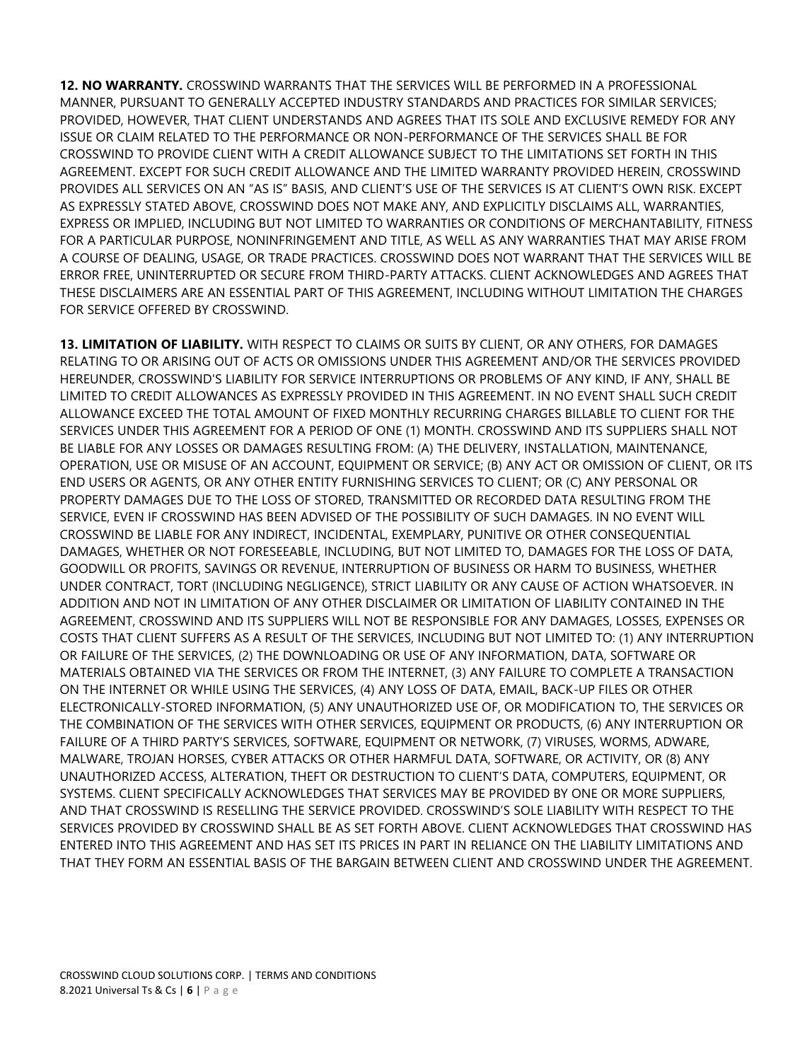**12. NO WARRANTY.** CROSSWIND WARRANTS THAT THE SERVICES WILL BE PERFORMED IN A PROFESSIONAL MANNER, PURSUANT TO GENERALLY ACCEPTED INDUSTRY STANDARDS AND PRACTICES FOR SIMILAR SERVICES; PROVIDED, HOWEVER, THAT CLIENT UNDERSTANDS AND AGREES THAT ITS SOLE AND EXCLUSIVE REMEDY FOR ANY ISSUE OR CLAIM RELATED TO THE PERFORMANCE OR NON-PERFORMANCE OF THE SERVICES SHALL BE FOR CROSSWIND TO PROVIDE CLIENT WITH A CREDIT ALLOWANCE SUBJECT TO THE LIMITATIONS SET FORTH IN THIS AGREEMENT. EXCEPT FOR SUCH CREDIT ALLOWANCE AND THE LIMITED WARRANTY PROVIDED HEREIN, CROSSWIND PROVIDES ALL SERVICES ON AN "AS IS" BASIS, AND CLIENT'S USE OF THE SERVICES IS AT CLIENT'S OWN RISK. EXCEPT AS EXPRESSLY STATED ABOVE, CROSSWIND DOES NOT MAKE ANY, AND EXPLICITLY DISCLAIMS ALL, WARRANTIES, EXPRESS OR IMPLIED, INCLUDING BUT NOT LIMITED TO WARRANTIES OR CONDITIONS OF MERCHANTABILITY, FITNESS FOR A PARTICULAR PURPOSE, NONINFRINGEMENT AND TITLE, AS WELL AS ANY WARRANTIES THAT MAY ARISE FROM A COURSE OF DEALING, USAGE, OR TRADE PRACTICES. CROSSWIND DOES NOT WARRANT THAT THE SERVICES WILL BE ERROR FREE, UNINTERRUPTED OR SECURE FROM THIRD-PARTY ATTACKS. CLIENT ACKNOWLEDGES AND AGREES THAT THESE DISCLAIMERS ARE AN ESSENTIAL PART OF THIS AGREEMENT, INCLUDING WITHOUT LIMITATION THE CHARGES FOR SERVICE OFFERED BY CROSSWIND.

**13. LIMITATION OF LIABILITY.** WITH RESPECT TO CLAIMS OR SUITS BY CLIENT, OR ANY OTHERS, FOR DAMAGES RELATING TO OR ARISING OUT OF ACTS OR OMISSIONS UNDER THIS AGREEMENT AND/OR THE SERVICES PROVIDED HEREUNDER, CROSSWIND'S LIABILITY FOR SERVICE INTERRUPTIONS OR PROBLEMS OF ANY KIND, IF ANY, SHALL BE LIMITED TO CREDIT ALLOWANCES AS EXPRESSLY PROVIDED IN THIS AGREEMENT. IN NO EVENT SHALL SUCH CREDIT ALLOWANCE EXCEED THE TOTAL AMOUNT OF FIXED MONTHLY RECURRING CHARGES BILLABLE TO CLIENT FOR THE SERVICES UNDER THIS AGREEMENT FOR A PERIOD OF ONE (1) MONTH. CROSSWIND AND ITS SUPPLIERS SHALL NOT BE LIABLE FOR ANY LOSSES OR DAMAGES RESULTING FROM: (A) THE DELIVERY, INSTALLATION, MAINTENANCE, OPERATION, USE OR MISUSE OF AN ACCOUNT, EQUIPMENT OR SERVICE; (B) ANY ACT OR OMISSION OF CLIENT, OR ITS END USERS OR AGENTS, OR ANY OTHER ENTITY FURNISHING SERVICES TO CLIENT; OR (C) ANY PERSONAL OR PROPERTY DAMAGES DUE TO THE LOSS OF STORED, TRANSMITTED OR RECORDED DATA RESULTING FROM THE SERVICE, EVEN IF CROSSWIND HAS BEEN ADVISED OF THE POSSIBILITY OF SUCH DAMAGES. IN NO EVENT WILL CROSSWIND BE LIABLE FOR ANY INDIRECT, INCIDENTAL, EXEMPLARY, PUNITIVE OR OTHER CONSEQUENTIAL DAMAGES, WHETHER OR NOT FORESEEABLE, INCLUDING, BUT NOT LIMITED TO, DAMAGES FOR THE LOSS OF DATA, GOODWILL OR PROFITS, SAVINGS OR REVENUE, INTERRUPTION OF BUSINESS OR HARM TO BUSINESS, WHETHER UNDER CONTRACT, TORT (INCLUDING NEGLIGENCE), STRICT LIABILITY OR ANY CAUSE OF ACTION WHATSOEVER. IN ADDITION AND NOT IN LIMITATION OF ANY OTHER DISCLAIMER OR LIMITATION OF LIABILITY CONTAINED IN THE AGREEMENT, CROSSWIND AND ITS SUPPLIERS WILL NOT BE RESPONSIBLE FOR ANY DAMAGES, LOSSES, EXPENSES OR COSTS THAT CLIENT SUFFERS AS A RESULT OF THE SERVICES, INCLUDING BUT NOT LIMITED TO: (1) ANY INTERRUPTION OR FAILURE OF THE SERVICES, (2) THE DOWNLOADING OR USE OF ANY INFORMATION, DATA, SOFTWARE OR MATERIALS OBTAINED VIA THE SERVICES OR FROM THE INTERNET, (3) ANY FAILURE TO COMPLETE A TRANSACTION ON THE INTERNET OR WHILE USING THE SERVICES, (4) ANY LOSS OF DATA, EMAIL, BACK-UP FILES OR OTHER ELECTRONICALLY-STORED INFORMATION, (5) ANY UNAUTHORIZED USE OF, OR MODIFICATION TO, THE SERVICES OR THE COMBINATION OF THE SERVICES WITH OTHER SERVICES, EQUIPMENT OR PRODUCTS, (6) ANY INTERRUPTION OR FAILURE OF A THIRD PARTY'S SERVICES, SOFTWARE, EQUIPMENT OR NETWORK, (7) VIRUSES, WORMS, ADWARE, MALWARE, TROJAN HORSES, CYBER ATTACKS OR OTHER HARMFUL DATA, SOFTWARE, OR ACTIVITY, OR (8) ANY UNAUTHORIZED ACCESS, ALTERATION, THEFT OR DESTRUCTION TO CLIENT'S DATA, COMPUTERS, EQUIPMENT, OR SYSTEMS. CLIENT SPECIFICALLY ACKNOWLEDGES THAT SERVICES MAY BE PROVIDED BY ONE OR MORE SUPPLIERS, AND THAT CROSSWIND IS RESELLING THE SERVICE PROVIDED. CROSSWIND'S SOLE LIABILITY WITH RESPECT TO THE SERVICES PROVIDED BY CROSSWIND SHALL BE AS SET FORTH ABOVE. CLIENT ACKNOWLEDGES THAT CROSSWIND HAS ENTERED INTO THIS AGREEMENT AND HAS SET ITS PRICES IN PART IN RELIANCE ON THE LIABILITY LIMITATIONS AND THAT THEY FORM AN ESSENTIAL BASIS OF THE BARGAIN BETWEEN CLIENT AND CROSSWIND UNDER THE AGREEMENT.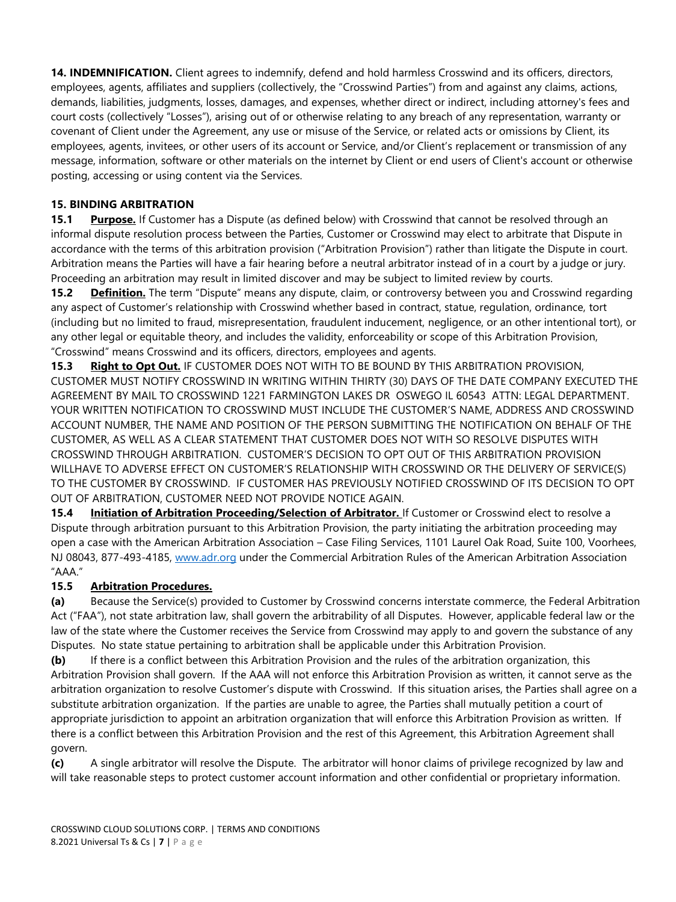**14. INDEMNIFICATION.** Client agrees to indemnify, defend and hold harmless Crosswind and its officers, directors, employees, agents, affiliates and suppliers (collectively, the "Crosswind Parties") from and against any claims, actions, demands, liabilities, judgments, losses, damages, and expenses, whether direct or indirect, including attorney's fees and court costs (collectively "Losses"), arising out of or otherwise relating to any breach of any representation, warranty or covenant of Client under the Agreement, any use or misuse of the Service, or related acts or omissions by Client, its employees, agents, invitees, or other users of its account or Service, and/or Client's replacement or transmission of any message, information, software or other materials on the internet by Client or end users of Client's account or otherwise posting, accessing or using content via the Services.

**15. BINDING ARBITRATION**

**15.1 Purpose.** If Customer has a Dispute (as defined below) with Crosswind that cannot be resolved through an informal dispute resolution process between the Parties, Customer or Crosswind may elect to arbitrate that Dispute in accordance with the terms of this arbitration provision ("Arbitration Provision") rather than litigate the Dispute in court. Arbitration means the Parties will have a fair hearing before a neutral arbitrator instead of in a court by a judge or jury. Proceeding an arbitration may result in limited discover and may be subject to limited review by courts.

**15.2 Definition.** The term "Dispute" means any dispute, claim, or controversy between you and Crosswind regarding any aspect of Customer's relationship with Crosswind whether based in contract, statue, regulation, ordinance, tort (including but no limited to fraud, misrepresentation, fraudulent inducement, negligence, or an other intentional tort), or any other legal or equitable theory, and includes the validity, enforceability or scope of this Arbitration Provision, "Crosswind" means Crosswind and its officers, directors, employees and agents.

**15.3 Right to Opt Out.** IF CUSTOMER DOES NOT WITH TO BE BOUND BY THIS ARBITRATION PROVISION, CUSTOMER MUST NOTIFY CROSSWIND IN WRITING WITHIN THIRTY (30) DAYS OF THE DATE COMPANY EXECUTED THE AGREEMENT BY MAIL TO CROSSWIND 1221 FARMINGTON LAKES DR OSWEGO IL 60543 ATTN: LEGAL DEPARTMENT. YOUR WRITTEN NOTIFICATION TO CROSSWIND MUST INCLUDE THE CUSTOMER'S NAME, ADDRESS AND CROSSWIND ACCOUNT NUMBER, THE NAME AND POSITION OF THE PERSON SUBMITTING THE NOTIFICATION ON BEHALF OF THE CUSTOMER, AS WELL AS A CLEAR STATEMENT THAT CUSTOMER DOES NOT WITH SO RESOLVE DISPUTES WITH CROSSWIND THROUGH ARBITRATION. CUSTOMER'S DECISION TO OPT OUT OF THIS ARBITRATION PROVISION WILLHAVE TO ADVERSE EFFECT ON CUSTOMER'S RELATIONSHIP WITH CROSSWIND OR THE DELIVERY OF SERVICE(S) TO THE CUSTOMER BY CROSSWIND. IF CUSTOMER HAS PREVIOUSLY NOTIFIED CROSSWIND OF ITS DECISION TO OPT OUT OF ARBITRATION, CUSTOMER NEED NOT PROVIDE NOTICE AGAIN.

**15.4 Initiation of Arbitration Proceeding/Selection of Arbitrator.** If Customer or Crosswind elect to resolve a Dispute through arbitration pursuant to this Arbitration Provision, the party initiating the arbitration proceeding may open a case with the American Arbitration Association – Case Filing Services, 1101 Laurel Oak Road, Suite 100, Voorhees, NJ 08043, 877-493-4185, www.adr.org under the Commercial Arbitration Rules of the American Arbitration Association "AAA."

**15.5 Arbitration Procedures.**

**(a)** Because the Service(s) provided to Customer by Crosswind concerns interstate commerce, the Federal Arbitration Act ("FAA"), not state arbitration law, shall govern the arbitrability of all Disputes. However, applicable federal law or the law of the state where the Customer receives the Service from Crosswind may apply to and govern the substance of any Disputes. No state statue pertaining to arbitration shall be applicable under this Arbitration Provision.

**(b)** If there is a conflict between this Arbitration Provision and the rules of the arbitration organization, this Arbitration Provision shall govern. If the AAA will not enforce this Arbitration Provision as written, it cannot serve as the arbitration organization to resolve Customer's dispute with Crosswind. If this situation arises, the Parties shall agree on a substitute arbitration organization. If the parties are unable to agree, the Parties shall mutually petition a court of appropriate jurisdiction to appoint an arbitration organization that will enforce this Arbitration Provision as written. If there is a conflict between this Arbitration Provision and the rest of this Agreement, this Arbitration Agreement shall govern.

**(c)** A single arbitrator will resolve the Dispute. The arbitrator will honor claims of privilege recognized by law and will take reasonable steps to protect customer account information and other confidential or proprietary information.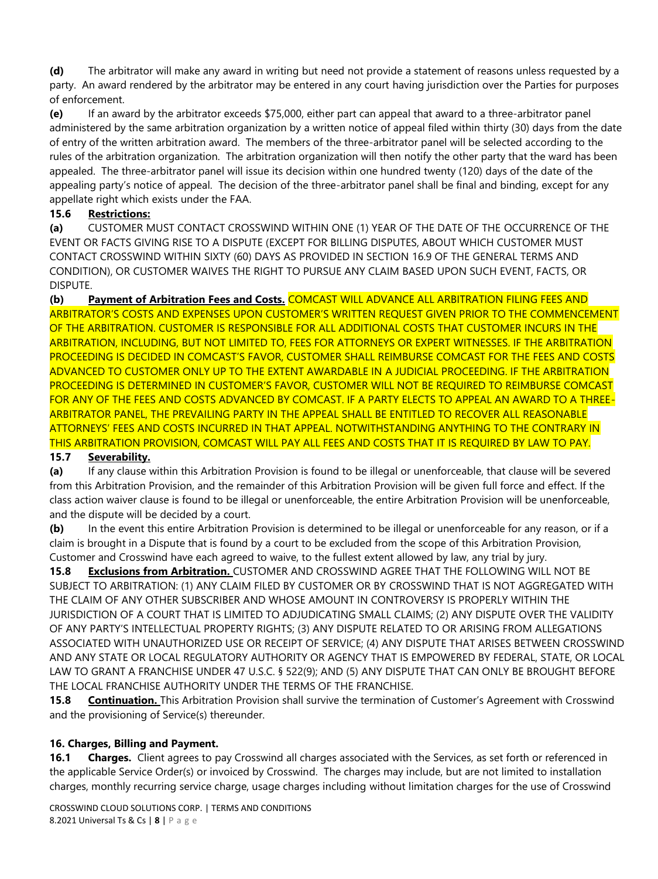**(d)** The arbitrator will make any award in writing but need not provide a statement of reasons unless requested by a party. An award rendered by the arbitrator may be entered in any court having jurisdiction over the Parties for purposes of enforcement.

**(e)** If an award by the arbitrator exceeds $75,000, either part can appeal that award to a three-arbitrator panel administered by the same arbitration organization by a written notice of appeal filed within thirty (30) days from the date of entry of the written arbitration award. The members of the three-arbitrator panel will be selected according to the rules of the arbitration organization. The arbitration organization will then notify the other party that the ward has been appealed. The three-arbitrator panel will issue its decision within one hundred twenty (120) days of the date of the appealing party's notice of appeal. The decision of the three-arbitrator panel shall be final and binding, except for any appellate right which exists under the FAA.

**15.6 Restrictions:**

**(a)** CUSTOMER MUST CONTACT CROSSWIND WITHIN ONE (1) YEAR OF THE DATE OF THE OCCURRENCE OF THE EVENT OR FACTS GIVING RISE TO A DISPUTE (EXCEPT FOR BILLING DISPUTES, ABOUT WHICH CUSTOMER MUST CONTACT CROSSWIND WITHIN SIXTY (60) DAYS AS PROVIDED IN SECTION 16.9 OF THE GENERAL TERMS AND CONDITION), OR CUSTOMER WAIVES THE RIGHT TO PURSUE ANY CLAIM BASED UPON SUCH EVENT, FACTS, OR DISPUTE.

**(b)** **Payment of Arbitration Fees and Costs.** COMCAST WILL ADVANCE ALL ARBITRATION FILING FEES AND ARBITRATOR'S COSTS AND EXPENSES UPON CUSTOMER'S WRITTEN REQUEST GIVEN PRIOR TO THE COMMENCEMENT OF THE ARBITRATION. CUSTOMER IS RESPONSIBLE FOR ALL ADDITIONAL COSTS THAT CUSTOMER INCURS IN THE ARBITRATION, INCLUDING, BUT NOT LIMITED TO, FEES FOR ATTORNEYS OR EXPERT WITNESSES. IF THE ARBITRATION PROCEEDING IS DECIDED IN COMCAST'S FAVOR, CUSTOMER SHALL REIMBURSE COMCAST FOR THE FEES AND COSTS ADVANCED TO CUSTOMER ONLY UP TO THE EXTENT AWARDABLE IN A JUDICIAL PROCEEDING. IF THE ARBITRATION PROCEEDING IS DETERMINED IN CUSTOMER'S FAVOR, CUSTOMER WILL NOT BE REQUIRED TO REIMBURSE COMCAST FOR ANY OF THE FEES AND COSTS ADVANCED BY COMCAST. IF A PARTY ELECTS TO APPEAL AN AWARD TO A THREE-ARBITRATOR PANEL, THE PREVAILING PARTY IN THE APPEAL SHALL BE ENTITLED TO RECOVER ALL REASONABLE ATTORNEYS' FEES AND COSTS INCURRED IN THAT APPEAL. NOTWITHSTANDING ANYTHING TO THE CONTRARY IN THIS ARBITRATION PROVISION, COMCAST WILL PAY ALL FEES AND COSTS THAT IT IS REQUIRED BY LAW TO PAY.

**15.7 Severability.**

**(a)** If any clause within this Arbitration Provision is found to be illegal or unenforceable, that clause will be severed from this Arbitration Provision, and the remainder of this Arbitration Provision will be given full force and effect. If the class action waiver clause is found to be illegal or unenforceable, the entire Arbitration Provision will be unenforceable, and the dispute will be decided by a court.

**(b)** In the event this entire Arbitration Provision is determined to be illegal or unenforceable for any reason, or if a claim is brought in a Dispute that is found by a court to be excluded from the scope of this Arbitration Provision, Customer and Crosswind have each agreed to waive, to the fullest extent allowed by law, any trial by jury.

**15.8 Exclusions from Arbitration.** CUSTOMER AND CROSSWIND AGREE THAT THE FOLLOWING WILL NOT BE SUBJECT TO ARBITRATION: (1) ANY CLAIM FILED BY CUSTOMER OR BY CROSSWIND THAT IS NOT AGGREGATED WITH THE CLAIM OF ANY OTHER SUBSCRIBER AND WHOSE AMOUNT IN CONTROVERSY IS PROPERLY WITHIN THE JURISDICTION OF A COURT THAT IS LIMITED TO ADJUDICATING SMALL CLAIMS; (2) ANY DISPUTE OVER THE VALIDITY OF ANY PARTY'S INTELLECTUAL PROPERTY RIGHTS; (3) ANY DISPUTE RELATED TO OR ARISING FROM ALLEGATIONS ASSOCIATED WITH UNAUTHORIZED USE OR RECEIPT OF SERVICE; (4) ANY DISPUTE THAT ARISES BETWEEN CROSSWIND AND ANY STATE OR LOCAL REGULATORY AUTHORITY OR AGENCY THAT IS EMPOWERED BY FEDERAL, STATE, OR LOCAL LAW TO GRANT A FRANCHISE UNDER 47 U.S.C. § 522(9); AND (5) ANY DISPUTE THAT CAN ONLY BE BROUGHT BEFORE THE LOCAL FRANCHISE AUTHORITY UNDER THE TERMS OF THE FRANCHISE.

**15.8 Continuation.** This Arbitration Provision shall survive the termination of Customer's Agreement with Crosswind and the provisioning of Service(s) thereunder.

### 16. Charges, Billing and Payment.

**16.1 Charges.** Client agrees to pay Crosswind all charges associated with the Services, as set forth or referenced in the applicable Service Order(s) or invoiced by Crosswind. The charges may include, but are not limited to installation charges, monthly recurring service charge, usage charges including without limitation charges for the use of Crosswind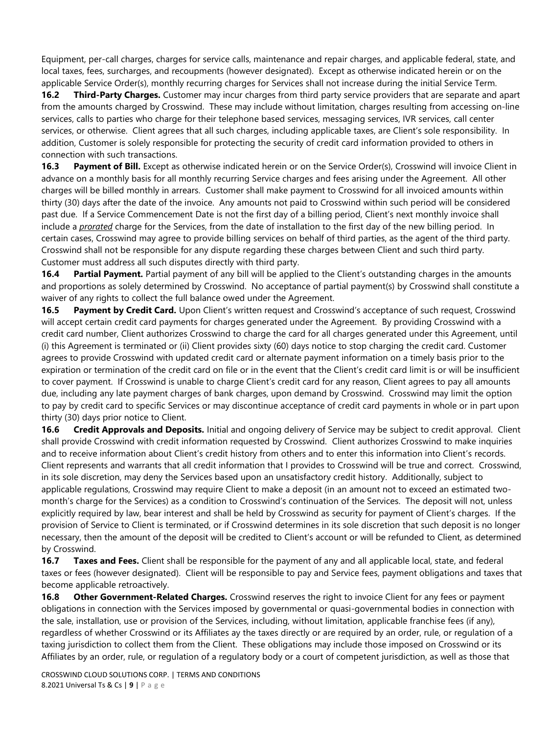Equipment, per-call charges, charges for service calls, maintenance and repair charges, and applicable federal, state, and local taxes, fees, surcharges, and recoupments (however designated). Except as otherwise indicated herein or on the applicable Service Order(s), monthly recurring charges for Services shall not increase during the initial Service Term.

**16.2 Third-Party Charges.** Customer may incur charges from third party service providers that are separate and apart from the amounts charged by Crosswind. These may include without limitation, charges resulting from accessing on-line services, calls to parties who charge for their telephone based services, messaging services, IVR services, call center services, or otherwise. Client agrees that all such charges, including applicable taxes, are Client's sole responsibility. In addition, Customer is solely responsible for protecting the security of credit card information provided to others in connection with such transactions.

**16.3 Payment of Bill.** Except as otherwise indicated herein or on the Service Order(s), Crosswind will invoice Client in advance on a monthly basis for all monthly recurring Service charges and fees arising under the Agreement. All other charges will be billed monthly in arrears. Customer shall make payment to Crosswind for all invoiced amounts within thirty (30) days after the date of the invoice. Any amounts not paid to Crosswind within such period will be considered past due. If a Service Commencement Date is not the first day of a billing period, Client's next monthly invoice shall include a ***prorated*** charge for the Services, from the date of installation to the first day of the new billing period. In certain cases, Crosswind may agree to provide billing services on behalf of third parties, as the agent of the third party. Crosswind shall not be responsible for any dispute regarding these charges between Client and such third party. Customer must address all such disputes directly with third party.

**16.4 Partial Payment.** Partial payment of any bill will be applied to the Client's outstanding charges in the amounts and proportions as solely determined by Crosswind. No acceptance of partial payment(s) by Crosswind shall constitute a waiver of any rights to collect the full balance owed under the Agreement.

**16.5 Payment by Credit Card.** Upon Client's written request and Crosswind's acceptance of such request, Crosswind will accept certain credit card payments for charges generated under the Agreement. By providing Crosswind with a credit card number, Client authorizes Crosswind to charge the card for all charges generated under this Agreement, until (i) this Agreement is terminated or (ii) Client provides sixty (60) days notice to stop charging the credit card. Customer agrees to provide Crosswind with updated credit card or alternate payment information on a timely basis prior to the expiration or termination of the credit card on file or in the event that the Client's credit card limit is or will be insufficient to cover payment. If Crosswind is unable to charge Client's credit card for any reason, Client agrees to pay all amounts due, including any late payment charges of bank charges, upon demand by Crosswind. Crosswind may limit the option to pay by credit card to specific Services or may discontinue acceptance of credit card payments in whole or in part upon thirty (30) days prior notice to Client.

**16.6 Credit Approvals and Deposits.** Initial and ongoing delivery of Service may be subject to credit approval. Client shall provide Crosswind with credit information requested by Crosswind. Client authorizes Crosswind to make inquiries and to receive information about Client's credit history from others and to enter this information into Client's records. Client represents and warrants that all credit information that I provides to Crosswind will be true and correct. Crosswind, in its sole discretion, may deny the Services based upon an unsatisfactory credit history. Additionally, subject to applicable regulations, Crosswind may require Client to make a deposit (in an amount not to exceed an estimated two-month's charge for the Services) as a condition to Crosswind's continuation of the Services. The deposit will not, unless explicitly required by law, bear interest and shall be held by Crosswind as security for payment of Client's charges. If the provision of Service to Client is terminated, or if Crosswind determines in its sole discretion that such deposit is no longer necessary, then the amount of the deposit will be credited to Client's account or will be refunded to Client, as determined by Crosswind.

**16.7 Taxes and Fees.** Client shall be responsible for the payment of any and all applicable local, state, and federal taxes or fees (however designated). Client will be responsible to pay and Service fees, payment obligations and taxes that become applicable retroactively.

**16.8 Other Government-Related Charges.** Crosswind reserves the right to invoice Client for any fees or payment obligations in connection with the Services imposed by governmental or quasi-governmental bodies in connection with the sale, installation, use or provision of the Services, including, without limitation, applicable franchise fees (if any), regardless of whether Crosswind or its Affiliates ay the taxes directly or are required by an order, rule, or regulation of a taxing jurisdiction to collect them from the Client. These obligations may include those imposed on Crosswind or its Affiliates by an order, rule, or regulation of a regulatory body or a court of competent jurisdiction, as well as those that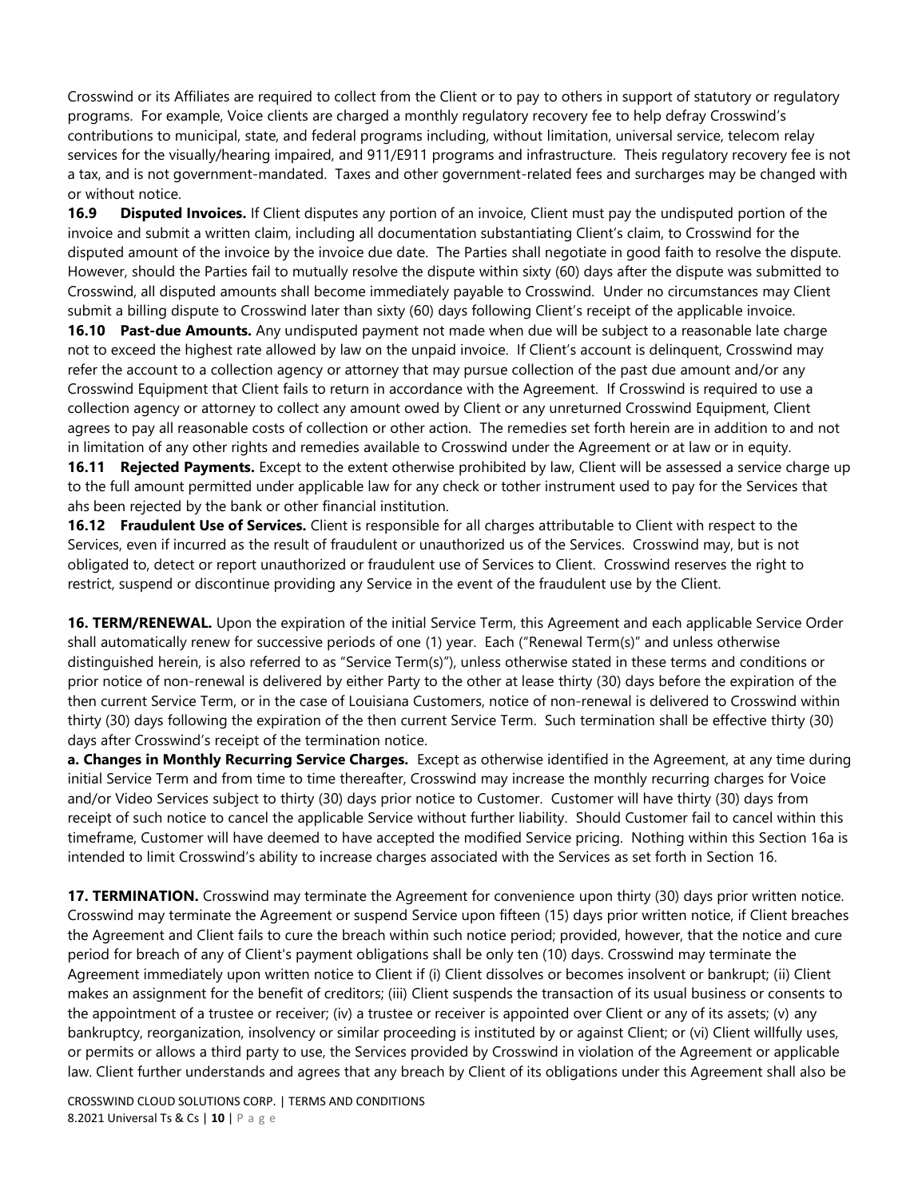Crosswind or its Affiliates are required to collect from the Client or to pay to others in support of statutory or regulatory programs. For example, Voice clients are charged a monthly regulatory recovery fee to help defray Crosswind's contributions to municipal, state, and federal programs including, without limitation, universal service, telecom relay services for the visually/hearing impaired, and 911/E911 programs and infrastructure. Theis regulatory recovery fee is not a tax, and is not government-mandated. Taxes and other government-related fees and surcharges may be changed with or without notice.

**16.9 Disputed Invoices.** If Client disputes any portion of an invoice, Client must pay the undisputed portion of the invoice and submit a written claim, including all documentation substantiating Client's claim, to Crosswind for the disputed amount of the invoice by the invoice due date. The Parties shall negotiate in good faith to resolve the dispute. However, should the Parties fail to mutually resolve the dispute within sixty (60) days after the dispute was submitted to Crosswind, all disputed amounts shall become immediately payable to Crosswind. Under no circumstances may Client submit a billing dispute to Crosswind later than sixty (60) days following Client's receipt of the applicable invoice.

**16.10 Past-due Amounts.** Any undisputed payment not made when due will be subject to a reasonable late charge not to exceed the highest rate allowed by law on the unpaid invoice. If Client's account is delinquent, Crosswind may refer the account to a collection agency or attorney that may pursue collection of the past due amount and/or any Crosswind Equipment that Client fails to return in accordance with the Agreement. If Crosswind is required to use a collection agency or attorney to collect any amount owed by Client or any unreturned Crosswind Equipment, Client agrees to pay all reasonable costs of collection or other action. The remedies set forth herein are in addition to and not in limitation of any other rights and remedies available to Crosswind under the Agreement or at law or in equity.

**16.11 Rejected Payments.** Except to the extent otherwise prohibited by law, Client will be assessed a service charge up to the full amount permitted under applicable law for any check or tother instrument used to pay for the Services that ahs been rejected by the bank or other financial institution.

**16.12 Fraudulent Use of Services.** Client is responsible for all charges attributable to Client with respect to the Services, even if incurred as the result of fraudulent or unauthorized us of the Services. Crosswind may, but is not obligated to, detect or report unauthorized or fraudulent use of Services to Client. Crosswind reserves the right to restrict, suspend or discontinue providing any Service in the event of the fraudulent use by the Client.

**16. TERM/RENEWAL.** Upon the expiration of the initial Service Term, this Agreement and each applicable Service Order shall automatically renew for successive periods of one (1) year. Each ("Renewal Term(s)" and unless otherwise distinguished herein, is also referred to as "Service Term(s)"), unless otherwise stated in these terms and conditions or prior notice of non-renewal is delivered by either Party to the other at lease thirty (30) days before the expiration of the then current Service Term, or in the case of Louisiana Customers, notice of non-renewal is delivered to Crosswind within thirty (30) days following the expiration of the then current Service Term. Such termination shall be effective thirty (30) days after Crosswind's receipt of the termination notice.

**a. Changes in Monthly Recurring Service Charges.** Except as otherwise identified in the Agreement, at any time during initial Service Term and from time to time thereafter, Crosswind may increase the monthly recurring charges for Voice and/or Video Services subject to thirty (30) days prior notice to Customer. Customer will have thirty (30) days from receipt of such notice to cancel the applicable Service without further liability. Should Customer fail to cancel within this timeframe, Customer will have deemed to have accepted the modified Service pricing. Nothing within this Section 16a is intended to limit Crosswind's ability to increase charges associated with the Services as set forth in Section 16.

**17. TERMINATION.** Crosswind may terminate the Agreement for convenience upon thirty (30) days prior written notice. Crosswind may terminate the Agreement or suspend Service upon fifteen (15) days prior written notice, if Client breaches the Agreement and Client fails to cure the breach within such notice period; provided, however, that the notice and cure period for breach of any of Client's payment obligations shall be only ten (10) days. Crosswind may terminate the Agreement immediately upon written notice to Client if (i) Client dissolves or becomes insolvent or bankrupt; (ii) Client makes an assignment for the benefit of creditors; (iii) Client suspends the transaction of its usual business or consents to the appointment of a trustee or receiver; (iv) a trustee or receiver is appointed over Client or any of its assets; (v) any bankruptcy, reorganization, insolvency or similar proceeding is instituted by or against Client; or (vi) Client willfully uses, or permits or allows a third party to use, the Services provided by Crosswind in violation of the Agreement or applicable law. Client further understands and agrees that any breach by Client of its obligations under this Agreement shall also be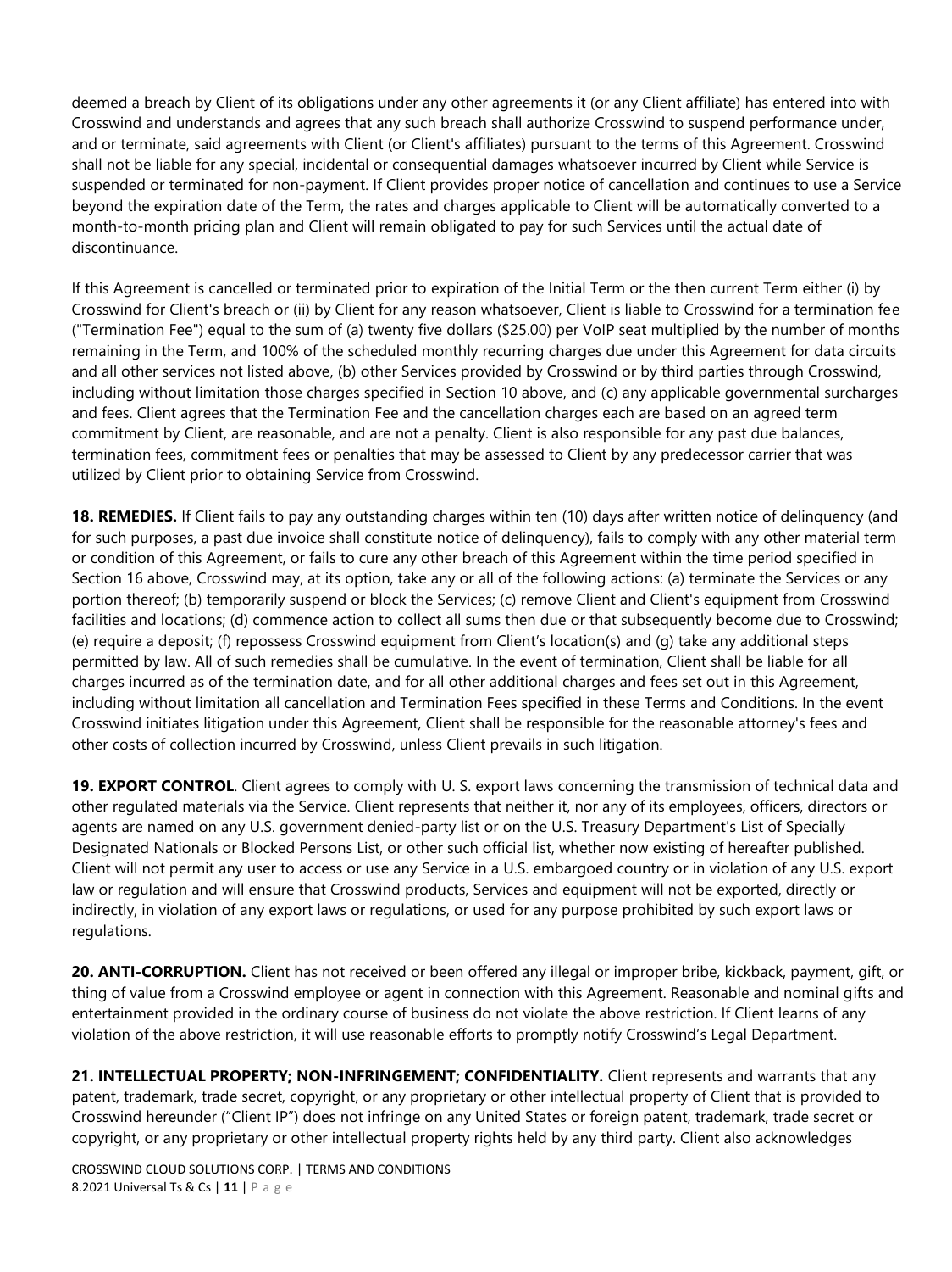deemed a breach by Client of its obligations under any other agreements it (or any Client affiliate) has entered into with Crosswind and understands and agrees that any such breach shall authorize Crosswind to suspend performance under, and or terminate, said agreements with Client (or Client's affiliates) pursuant to the terms of this Agreement. Crosswind shall not be liable for any special, incidental or consequential damages whatsoever incurred by Client while Service is suspended or terminated for non-payment. If Client provides proper notice of cancellation and continues to use a Service beyond the expiration date of the Term, the rates and charges applicable to Client will be automatically converted to a month-to-month pricing plan and Client will remain obligated to pay for such Services until the actual date of discontinuance.

If this Agreement is cancelled or terminated prior to expiration of the Initial Term or the then current Term either (i) by Crosswind for Client's breach or (ii) by Client for any reason whatsoever, Client is liable to Crosswind for a termination fee ("Termination Fee") equal to the sum of (a) twenty five dollars ($25.00) per VoIP seat multiplied by the number of months remaining in the Term, and 100% of the scheduled monthly recurring charges due under this Agreement for data circuits and all other services not listed above, (b) other Services provided by Crosswind or by third parties through Crosswind, including without limitation those charges specified in Section 10 above, and (c) any applicable governmental surcharges and fees. Client agrees that the Termination Fee and the cancellation charges each are based on an agreed term commitment by Client, are reasonable, and are not a penalty. Client is also responsible for any past due balances, termination fees, commitment fees or penalties that may be assessed to Client by any predecessor carrier that was utilized by Client prior to obtaining Service from Crosswind.

**18. REMEDIES.** If Client fails to pay any outstanding charges within ten (10) days after written notice of delinquency (and for such purposes, a past due invoice shall constitute notice of delinquency), fails to comply with any other material term or condition of this Agreement, or fails to cure any other breach of this Agreement within the time period specified in Section 16 above, Crosswind may, at its option, take any or all of the following actions: (a) terminate the Services or any portion thereof; (b) temporarily suspend or block the Services; (c) remove Client and Client's equipment from Crosswind facilities and locations; (d) commence action to collect all sums then due or that subsequently become due to Crosswind; (e) require a deposit; (f) repossess Crosswind equipment from Client's location(s) and (g) take any additional steps permitted by law. All of such remedies shall be cumulative. In the event of termination, Client shall be liable for all charges incurred as of the termination date, and for all other additional charges and fees set out in this Agreement, including without limitation all cancellation and Termination Fees specified in these Terms and Conditions. In the event Crosswind initiates litigation under this Agreement, Client shall be responsible for the reasonable attorney's fees and other costs of collection incurred by Crosswind, unless Client prevails in such litigation.

**19. EXPORT CONTROL**. Client agrees to comply with U. S. export laws concerning the transmission of technical data and other regulated materials via the Service. Client represents that neither it, nor any of its employees, officers, directors or agents are named on any U.S. government denied-party list or on the U.S. Treasury Department's List of Specially Designated Nationals or Blocked Persons List, or other such official list, whether now existing of hereafter published. Client will not permit any user to access or use any Service in a U.S. embargoed country or in violation of any U.S. export law or regulation and will ensure that Crosswind products, Services and equipment will not be exported, directly or indirectly, in violation of any export laws or regulations, or used for any purpose prohibited by such export laws or regulations.

**20. ANTI-CORRUPTION.** Client has not received or been offered any illegal or improper bribe, kickback, payment, gift, or thing of value from a Crosswind employee or agent in connection with this Agreement. Reasonable and nominal gifts and entertainment provided in the ordinary course of business do not violate the above restriction. If Client learns of any violation of the above restriction, it will use reasonable efforts to promptly notify Crosswind's Legal Department.

**21. INTELLECTUAL PROPERTY; NON-INFRINGEMENT; CONFIDENTIALITY.** Client represents and warrants that any patent, trademark, trade secret, copyright, or any proprietary or other intellectual property of Client that is provided to Crosswind hereunder ("Client IP") does not infringe on any United States or foreign patent, trademark, trade secret or copyright, or any proprietary or other intellectual property rights held by any third party. Client also acknowledges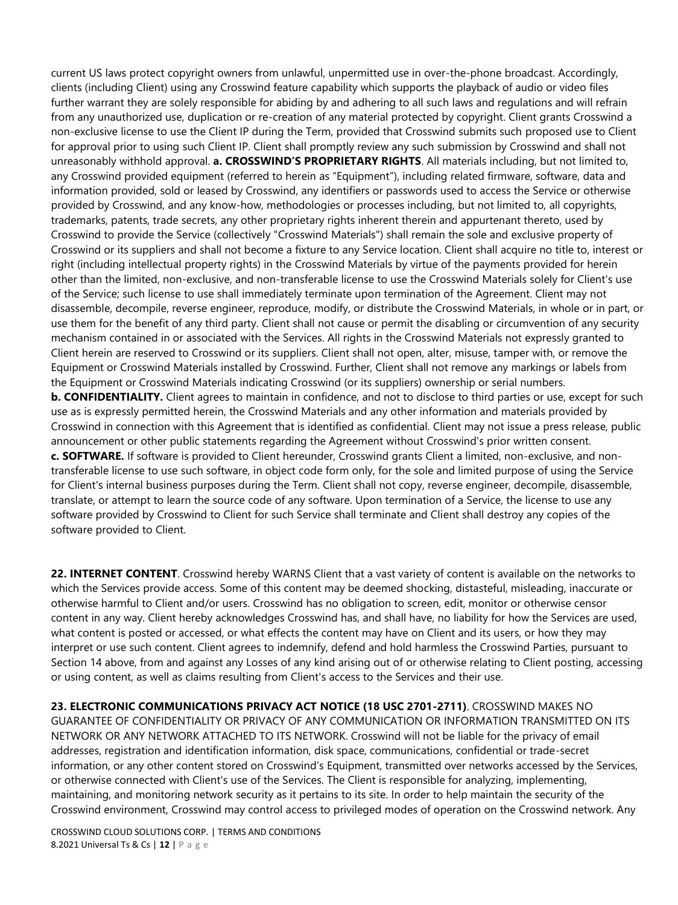current US laws protect copyright owners from unlawful, unpermitted use in over-the-phone broadcast. Accordingly, clients (including Client) using any Crosswind feature capability which supports the playback of audio or video files further warrant they are solely responsible for abiding by and adhering to all such laws and regulations and will refrain from any unauthorized use, duplication or re-creation of any material protected by copyright. Client grants Crosswind a non-exclusive license to use the Client IP during the Term, provided that Crosswind submits such proposed use to Client for approval prior to using such Client IP. Client shall promptly review any such submission by Crosswind and shall not unreasonably withhold approval. **a. CROSSWIND'S PROPRIETARY RIGHTS**. All materials including, but not limited to, any Crosswind provided equipment (referred to herein as "Equipment"), including related firmware, software, data and information provided, sold or leased by Crosswind, any identifiers or passwords used to access the Service or otherwise provided by Crosswind, and any know-how, methodologies or processes including, but not limited to, all copyrights, trademarks, patents, trade secrets, any other proprietary rights inherent therein and appurtenant thereto, used by Crosswind to provide the Service (collectively "Crosswind Materials") shall remain the sole and exclusive property of Crosswind or its suppliers and shall not become a fixture to any Service location. Client shall acquire no title to, interest or right (including intellectual property rights) in the Crosswind Materials by virtue of the payments provided for herein other than the limited, non-exclusive, and non-transferable license to use the Crosswind Materials solely for Client's use of the Service; such license to use shall immediately terminate upon termination of the Agreement. Client may not disassemble, decompile, reverse engineer, reproduce, modify, or distribute the Crosswind Materials, in whole or in part, or use them for the benefit of any third party. Client shall not cause or permit the disabling or circumvention of any security mechanism contained in or associated with the Services. All rights in the Crosswind Materials not expressly granted to Client herein are reserved to Crosswind or its suppliers. Client shall not open, alter, misuse, tamper with, or remove the Equipment or Crosswind Materials installed by Crosswind. Further, Client shall not remove any markings or labels from the Equipment or Crosswind Materials indicating Crosswind (or its suppliers) ownership or serial numbers.

**b. CONFIDENTIALITY.** Client agrees to maintain in confidence, and not to disclose to third parties or use, except for such use as is expressly permitted herein, the Crosswind Materials and any other information and materials provided by Crosswind in connection with this Agreement that is identified as confidential. Client may not issue a press release, public announcement or other public statements regarding the Agreement without Crosswind's prior written consent.

**c. SOFTWARE.** If software is provided to Client hereunder, Crosswind grants Client a limited, non-exclusive, and non-transferable license to use such software, in object code form only, for the sole and limited purpose of using the Service for Client's internal business purposes during the Term. Client shall not copy, reverse engineer, decompile, disassemble, translate, or attempt to learn the source code of any software. Upon termination of a Service, the license to use any software provided by Crosswind to Client for such Service shall terminate and Client shall destroy any copies of the software provided to Client.

**22. INTERNET CONTENT**. Crosswind hereby WARNS Client that a vast variety of content is available on the networks to which the Services provide access. Some of this content may be deemed shocking, distasteful, misleading, inaccurate or otherwise harmful to Client and/or users. Crosswind has no obligation to screen, edit, monitor or otherwise censor content in any way. Client hereby acknowledges Crosswind has, and shall have, no liability for how the Services are used, what content is posted or accessed, or what effects the content may have on Client and its users, or how they may interpret or use such content. Client agrees to indemnify, defend and hold harmless the Crosswind Parties, pursuant to Section 14 above, from and against any Losses of any kind arising out of or otherwise relating to Client posting, accessing or using content, as well as claims resulting from Client's access to the Services and their use.

**23. ELECTRONIC COMMUNICATIONS PRIVACY ACT NOTICE (18 USC 2701-2711)**. CROSSWIND MAKES NO GUARANTEE OF CONFIDENTIALITY OR PRIVACY OF ANY COMMUNICATION OR INFORMATION TRANSMITTED ON ITS NETWORK OR ANY NETWORK ATTACHED TO ITS NETWORK. Crosswind will not be liable for the privacy of email addresses, registration and identification information, disk space, communications, confidential or trade-secret information, or any other content stored on Crosswind's Equipment, transmitted over networks accessed by the Services, or otherwise connected with Client's use of the Services. The Client is responsible for analyzing, implementing, maintaining, and monitoring network security as it pertains to its site. In order to help maintain the security of the Crosswind environment, Crosswind may control access to privileged modes of operation on the Crosswind network. Any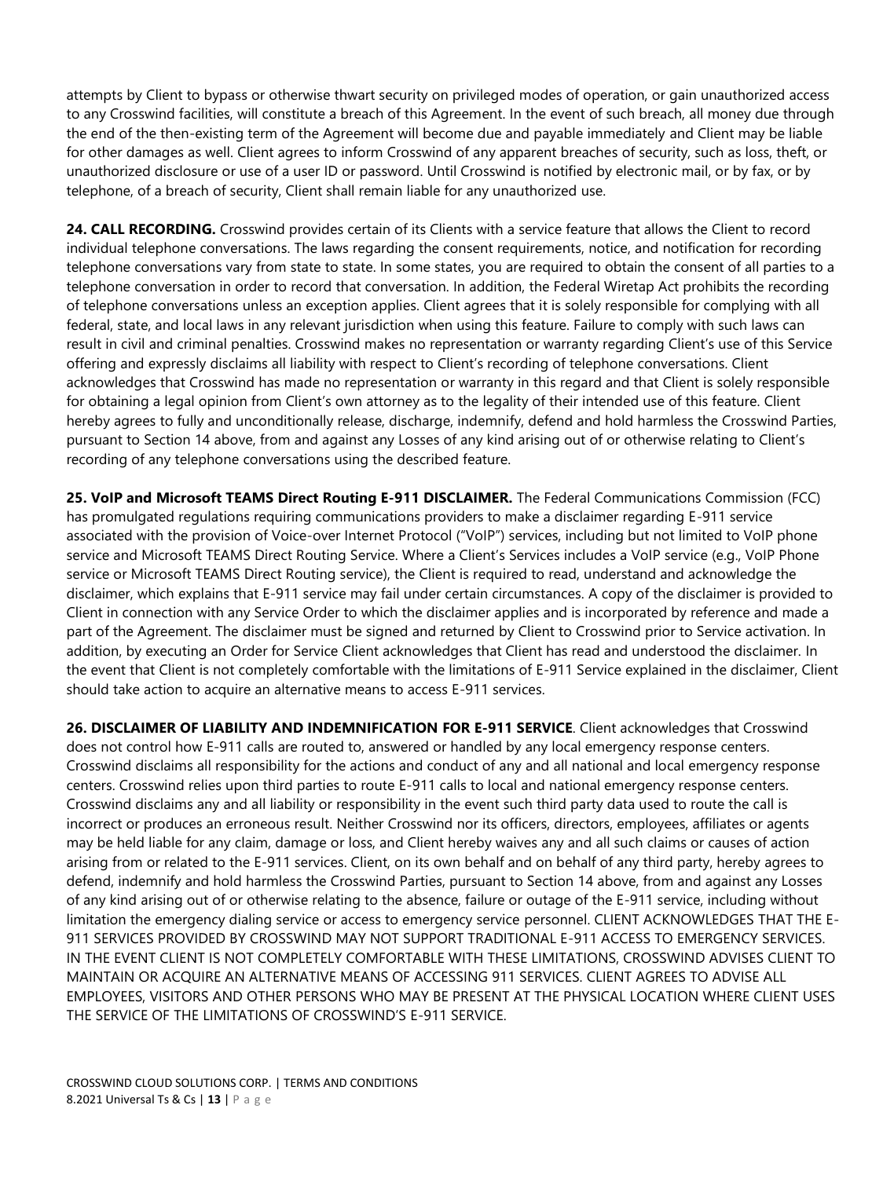attempts by Client to bypass or otherwise thwart security on privileged modes of operation, or gain unauthorized access to any Crosswind facilities, will constitute a breach of this Agreement. In the event of such breach, all money due through the end of the then-existing term of the Agreement will become due and payable immediately and Client may be liable for other damages as well. Client agrees to inform Crosswind of any apparent breaches of security, such as loss, theft, or unauthorized disclosure or use of a user ID or password. Until Crosswind is notified by electronic mail, or by fax, or by telephone, of a breach of security, Client shall remain liable for any unauthorized use.

**24. CALL RECORDING.** Crosswind provides certain of its Clients with a service feature that allows the Client to record individual telephone conversations. The laws regarding the consent requirements, notice, and notification for recording telephone conversations vary from state to state. In some states, you are required to obtain the consent of all parties to a telephone conversation in order to record that conversation. In addition, the Federal Wiretap Act prohibits the recording of telephone conversations unless an exception applies. Client agrees that it is solely responsible for complying with all federal, state, and local laws in any relevant jurisdiction when using this feature. Failure to comply with such laws can result in civil and criminal penalties. Crosswind makes no representation or warranty regarding Client's use of this Service offering and expressly disclaims all liability with respect to Client's recording of telephone conversations. Client acknowledges that Crosswind has made no representation or warranty in this regard and that Client is solely responsible for obtaining a legal opinion from Client's own attorney as to the legality of their intended use of this feature. Client hereby agrees to fully and unconditionally release, discharge, indemnify, defend and hold harmless the Crosswind Parties, pursuant to Section 14 above, from and against any Losses of any kind arising out of or otherwise relating to Client's recording of any telephone conversations using the described feature.

**25. VoIP and Microsoft TEAMS Direct Routing E-911 DISCLAIMER.** The Federal Communications Commission (FCC) has promulgated regulations requiring communications providers to make a disclaimer regarding E-911 service associated with the provision of Voice-over Internet Protocol ("VoIP") services, including but not limited to VoIP phone service and Microsoft TEAMS Direct Routing Service. Where a Client's Services includes a VoIP service (e.g., VoIP Phone service or Microsoft TEAMS Direct Routing service), the Client is required to read, understand and acknowledge the disclaimer, which explains that E-911 service may fail under certain circumstances. A copy of the disclaimer is provided to Client in connection with any Service Order to which the disclaimer applies and is incorporated by reference and made a part of the Agreement. The disclaimer must be signed and returned by Client to Crosswind prior to Service activation. In addition, by executing an Order for Service Client acknowledges that Client has read and understood the disclaimer. In the event that Client is not completely comfortable with the limitations of E-911 Service explained in the disclaimer, Client should take action to acquire an alternative means to access E-911 services.

**26. DISCLAIMER OF LIABILITY AND INDEMNIFICATION FOR E-911 SERVICE**. Client acknowledges that Crosswind does not control how E-911 calls are routed to, answered or handled by any local emergency response centers. Crosswind disclaims all responsibility for the actions and conduct of any and all national and local emergency response centers. Crosswind relies upon third parties to route E-911 calls to local and national emergency response centers. Crosswind disclaims any and all liability or responsibility in the event such third party data used to route the call is incorrect or produces an erroneous result. Neither Crosswind nor its officers, directors, employees, affiliates or agents may be held liable for any claim, damage or loss, and Client hereby waives any and all such claims or causes of action arising from or related to the E-911 services. Client, on its own behalf and on behalf of any third party, hereby agrees to defend, indemnify and hold harmless the Crosswind Parties, pursuant to Section 14 above, from and against any Losses of any kind arising out of or otherwise relating to the absence, failure or outage of the E-911 service, including without limitation the emergency dialing service or access to emergency service personnel. CLIENT ACKNOWLEDGES THAT THE E-911 SERVICES PROVIDED BY CROSSWIND MAY NOT SUPPORT TRADITIONAL E-911 ACCESS TO EMERGENCY SERVICES. IN THE EVENT CLIENT IS NOT COMPLETELY COMFORTABLE WITH THESE LIMITATIONS, CROSSWIND ADVISES CLIENT TO MAINTAIN OR ACQUIRE AN ALTERNATIVE MEANS OF ACCESSING 911 SERVICES. CLIENT AGREES TO ADVISE ALL EMPLOYEES, VISITORS AND OTHER PERSONS WHO MAY BE PRESENT AT THE PHYSICAL LOCATION WHERE CLIENT USES THE SERVICE OF THE LIMITATIONS OF CROSSWIND'S E-911 SERVICE.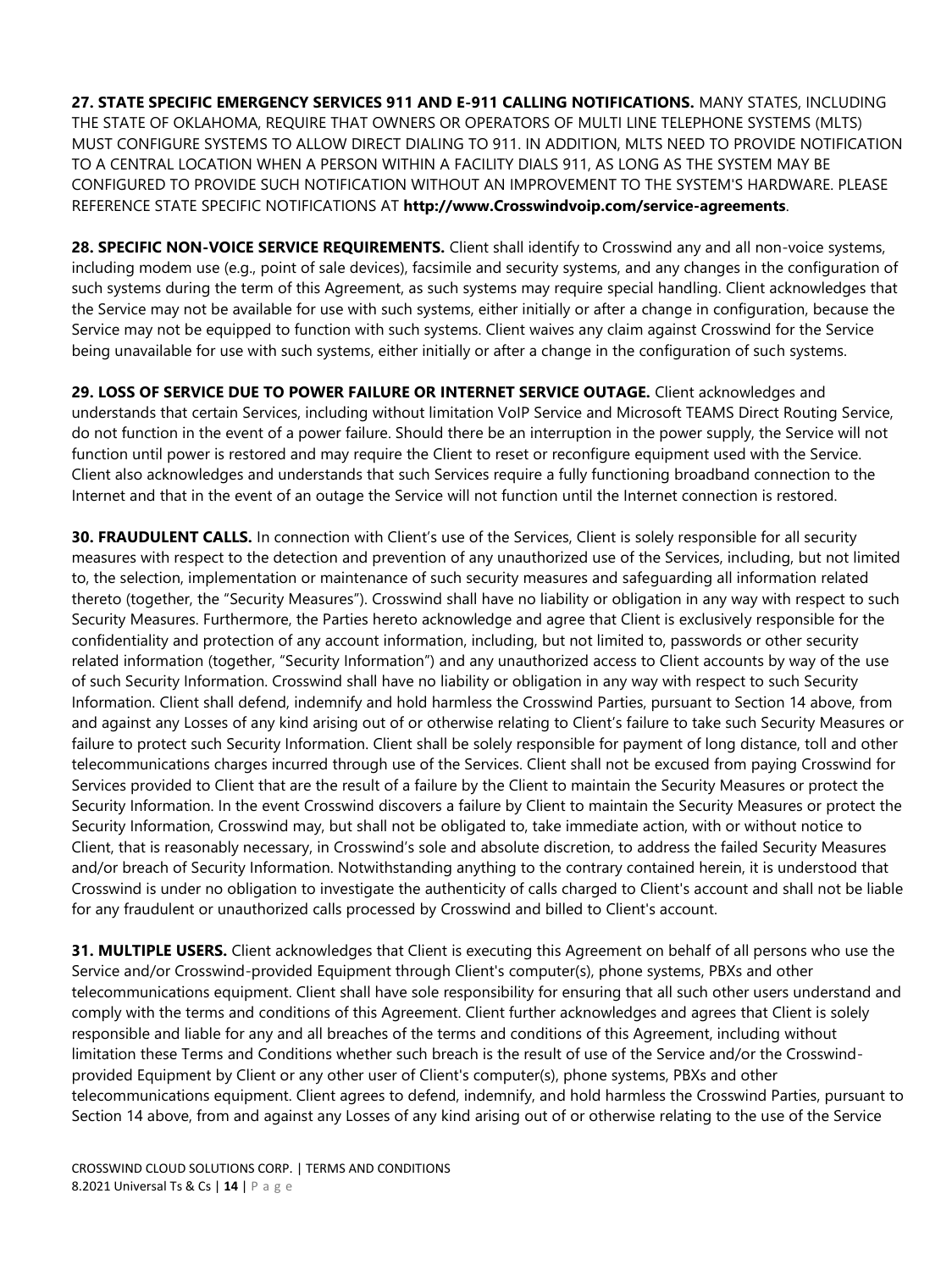**27. STATE SPECIFIC EMERGENCY SERVICES 911 AND E-911 CALLING NOTIFICATIONS.** MANY STATES, INCLUDING THE STATE OF OKLAHOMA, REQUIRE THAT OWNERS OR OPERATORS OF MULTI LINE TELEPHONE SYSTEMS (MLTS) MUST CONFIGURE SYSTEMS TO ALLOW DIRECT DIALING TO 911. IN ADDITION, MLTS NEED TO PROVIDE NOTIFICATION TO A CENTRAL LOCATION WHEN A PERSON WITHIN A FACILITY DIALS 911, AS LONG AS THE SYSTEM MAY BE CONFIGURED TO PROVIDE SUCH NOTIFICATION WITHOUT AN IMPROVEMENT TO THE SYSTEM'S HARDWARE. PLEASE REFERENCE STATE SPECIFIC NOTIFICATIONS AT **http://www.Crosswindvoip.com/service-agreements**.

**28. SPECIFIC NON-VOICE SERVICE REQUIREMENTS.** Client shall identify to Crosswind any and all non-voice systems, including modem use (e.g., point of sale devices), facsimile and security systems, and any changes in the configuration of such systems during the term of this Agreement, as such systems may require special handling. Client acknowledges that the Service may not be available for use with such systems, either initially or after a change in configuration, because the Service may not be equipped to function with such systems. Client waives any claim against Crosswind for the Service being unavailable for use with such systems, either initially or after a change in the configuration of such systems.

**29. LOSS OF SERVICE DUE TO POWER FAILURE OR INTERNET SERVICE OUTAGE.** Client acknowledges and understands that certain Services, including without limitation VoIP Service and Microsoft TEAMS Direct Routing Service, do not function in the event of a power failure. Should there be an interruption in the power supply, the Service will not function until power is restored and may require the Client to reset or reconfigure equipment used with the Service. Client also acknowledges and understands that such Services require a fully functioning broadband connection to the Internet and that in the event of an outage the Service will not function until the Internet connection is restored.

**30. FRAUDULENT CALLS.** In connection with Client's use of the Services, Client is solely responsible for all security measures with respect to the detection and prevention of any unauthorized use of the Services, including, but not limited to, the selection, implementation or maintenance of such security measures and safeguarding all information related thereto (together, the "Security Measures"). Crosswind shall have no liability or obligation in any way with respect to such Security Measures. Furthermore, the Parties hereto acknowledge and agree that Client is exclusively responsible for the confidentiality and protection of any account information, including, but not limited to, passwords or other security related information (together, "Security Information") and any unauthorized access to Client accounts by way of the use of such Security Information. Crosswind shall have no liability or obligation in any way with respect to such Security Information. Client shall defend, indemnify and hold harmless the Crosswind Parties, pursuant to Section 14 above, from and against any Losses of any kind arising out of or otherwise relating to Client's failure to take such Security Measures or failure to protect such Security Information. Client shall be solely responsible for payment of long distance, toll and other telecommunications charges incurred through use of the Services. Client shall not be excused from paying Crosswind for Services provided to Client that are the result of a failure by the Client to maintain the Security Measures or protect the Security Information. In the event Crosswind discovers a failure by Client to maintain the Security Measures or protect the Security Information, Crosswind may, but shall not be obligated to, take immediate action, with or without notice to Client, that is reasonably necessary, in Crosswind's sole and absolute discretion, to address the failed Security Measures and/or breach of Security Information. Notwithstanding anything to the contrary contained herein, it is understood that Crosswind is under no obligation to investigate the authenticity of calls charged to Client's account and shall not be liable for any fraudulent or unauthorized calls processed by Crosswind and billed to Client's account.

**31. MULTIPLE USERS.** Client acknowledges that Client is executing this Agreement on behalf of all persons who use the Service and/or Crosswind-provided Equipment through Client's computer(s), phone systems, PBXs and other telecommunications equipment. Client shall have sole responsibility for ensuring that all such other users understand and comply with the terms and conditions of this Agreement. Client further acknowledges and agrees that Client is solely responsible and liable for any and all breaches of the terms and conditions of this Agreement, including without limitation these Terms and Conditions whether such breach is the result of use of the Service and/or the Crosswind-provided Equipment by Client or any other user of Client's computer(s), phone systems, PBXs and other telecommunications equipment. Client agrees to defend, indemnify, and hold harmless the Crosswind Parties, pursuant to Section 14 above, from and against any Losses of any kind arising out of or otherwise relating to the use of the Service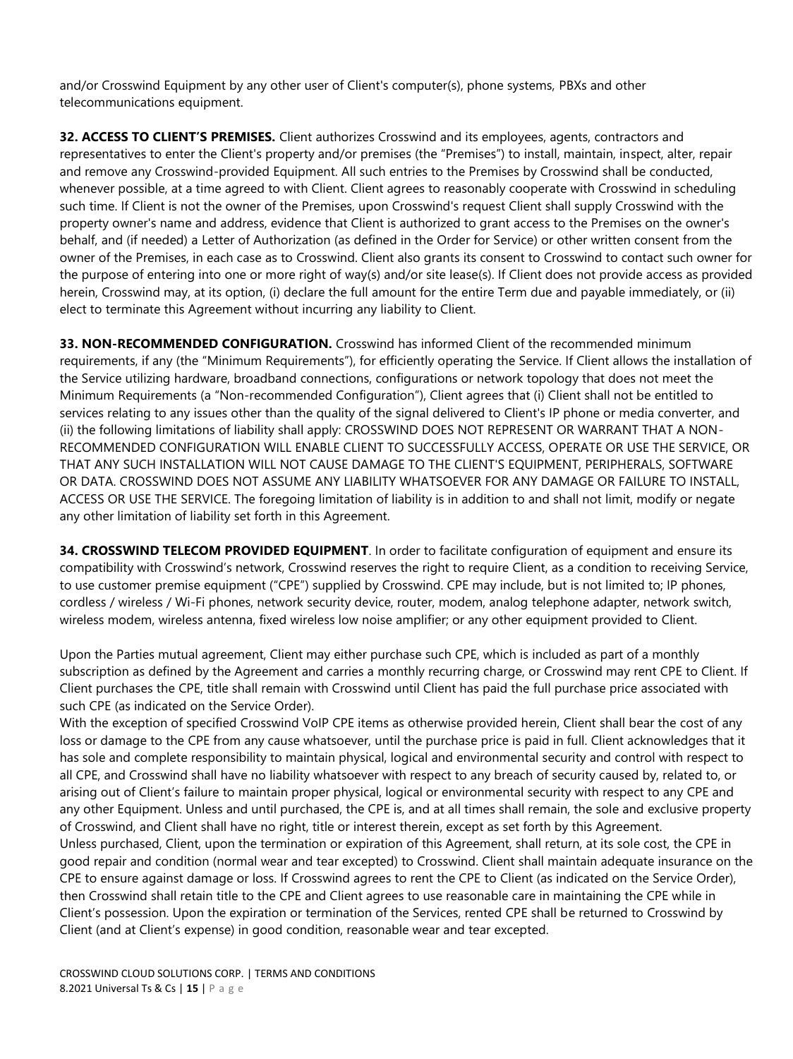and/or Crosswind Equipment by any other user of Client's computer(s), phone systems, PBXs and other telecommunications equipment.

**32. ACCESS TO CLIENT'S PREMISES.** Client authorizes Crosswind and its employees, agents, contractors and representatives to enter the Client's property and/or premises (the "Premises") to install, maintain, inspect, alter, repair and remove any Crosswind-provided Equipment. All such entries to the Premises by Crosswind shall be conducted, whenever possible, at a time agreed to with Client. Client agrees to reasonably cooperate with Crosswind in scheduling such time. If Client is not the owner of the Premises, upon Crosswind's request Client shall supply Crosswind with the property owner's name and address, evidence that Client is authorized to grant access to the Premises on the owner's behalf, and (if needed) a Letter of Authorization (as defined in the Order for Service) or other written consent from the owner of the Premises, in each case as to Crosswind. Client also grants its consent to Crosswind to contact such owner for the purpose of entering into one or more right of way(s) and/or site lease(s). If Client does not provide access as provided herein, Crosswind may, at its option, (i) declare the full amount for the entire Term due and payable immediately, or (ii) elect to terminate this Agreement without incurring any liability to Client.

**33. NON-RECOMMENDED CONFIGURATION.** Crosswind has informed Client of the recommended minimum requirements, if any (the "Minimum Requirements"), for efficiently operating the Service. If Client allows the installation of the Service utilizing hardware, broadband connections, configurations or network topology that does not meet the Minimum Requirements (a "Non-recommended Configuration"), Client agrees that (i) Client shall not be entitled to services relating to any issues other than the quality of the signal delivered to Client's IP phone or media converter, and (ii) the following limitations of liability shall apply: CROSSWIND DOES NOT REPRESENT OR WARRANT THAT A NON-RECOMMENDED CONFIGURATION WILL ENABLE CLIENT TO SUCCESSFULLY ACCESS, OPERATE OR USE THE SERVICE, OR THAT ANY SUCH INSTALLATION WILL NOT CAUSE DAMAGE TO THE CLIENT'S EQUIPMENT, PERIPHERALS, SOFTWARE OR DATA. CROSSWIND DOES NOT ASSUME ANY LIABILITY WHATSOEVER FOR ANY DAMAGE OR FAILURE TO INSTALL, ACCESS OR USE THE SERVICE. The foregoing limitation of liability is in addition to and shall not limit, modify or negate any other limitation of liability set forth in this Agreement.

**34. CROSSWIND TELECOM PROVIDED EQUIPMENT**. In order to facilitate configuration of equipment and ensure its compatibility with Crosswind's network, Crosswind reserves the right to require Client, as a condition to receiving Service, to use customer premise equipment ("CPE") supplied by Crosswind. CPE may include, but is not limited to; IP phones, cordless / wireless / Wi-Fi phones, network security device, router, modem, analog telephone adapter, network switch, wireless modem, wireless antenna, fixed wireless low noise amplifier; or any other equipment provided to Client.

Upon the Parties mutual agreement, Client may either purchase such CPE, which is included as part of a monthly subscription as defined by the Agreement and carries a monthly recurring charge, or Crosswind may rent CPE to Client. If Client purchases the CPE, title shall remain with Crosswind until Client has paid the full purchase price associated with such CPE (as indicated on the Service Order).

With the exception of specified Crosswind VoIP CPE items as otherwise provided herein, Client shall bear the cost of any loss or damage to the CPE from any cause whatsoever, until the purchase price is paid in full. Client acknowledges that it has sole and complete responsibility to maintain physical, logical and environmental security and control with respect to all CPE, and Crosswind shall have no liability whatsoever with respect to any breach of security caused by, related to, or arising out of Client's failure to maintain proper physical, logical or environmental security with respect to any CPE and any other Equipment. Unless and until purchased, the CPE is, and at all times shall remain, the sole and exclusive property of Crosswind, and Client shall have no right, title or interest therein, except as set forth by this Agreement.

Unless purchased, Client, upon the termination or expiration of this Agreement, shall return, at its sole cost, the CPE in good repair and condition (normal wear and tear excepted) to Crosswind. Client shall maintain adequate insurance on the CPE to ensure against damage or loss. If Crosswind agrees to rent the CPE to Client (as indicated on the Service Order), then Crosswind shall retain title to the CPE and Client agrees to use reasonable care in maintaining the CPE while in Client's possession. Upon the expiration or termination of the Services, rented CPE shall be returned to Crosswind by Client (and at Client's expense) in good condition, reasonable wear and tear excepted.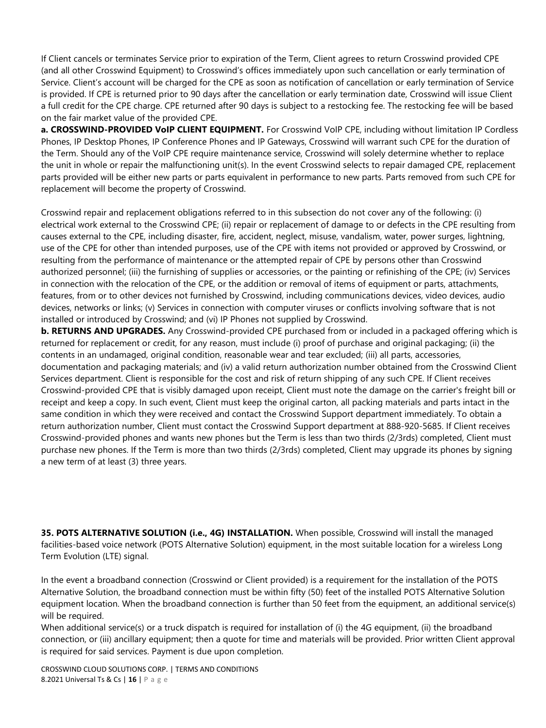If Client cancels or terminates Service prior to expiration of the Term, Client agrees to return Crosswind provided CPE (and all other Crosswind Equipment) to Crosswind's offices immediately upon such cancellation or early termination of Service. Client's account will be charged for the CPE as soon as notification of cancellation or early termination of Service is provided. If CPE is returned prior to 90 days after the cancellation or early termination date, Crosswind will issue Client a full credit for the CPE charge. CPE returned after 90 days is subject to a restocking fee. The restocking fee will be based on the fair market value of the provided CPE.

**a. CROSSWIND-PROVIDED VoIP CLIENT EQUIPMENT.** For Crosswind VoIP CPE, including without limitation IP Cordless Phones, IP Desktop Phones, IP Conference Phones and IP Gateways, Crosswind will warrant such CPE for the duration of the Term. Should any of the VoIP CPE require maintenance service, Crosswind will solely determine whether to replace the unit in whole or repair the malfunctioning unit(s). In the event Crosswind selects to repair damaged CPE, replacement parts provided will be either new parts or parts equivalent in performance to new parts. Parts removed from such CPE for replacement will become the property of Crosswind.

Crosswind repair and replacement obligations referred to in this subsection do not cover any of the following: (i) electrical work external to the Crosswind CPE; (ii) repair or replacement of damage to or defects in the CPE resulting from causes external to the CPE, including disaster, fire, accident, neglect, misuse, vandalism, water, power surges, lightning, use of the CPE for other than intended purposes, use of the CPE with items not provided or approved by Crosswind, or resulting from the performance of maintenance or the attempted repair of CPE by persons other than Crosswind authorized personnel; (iii) the furnishing of supplies or accessories, or the painting or refinishing of the CPE; (iv) Services in connection with the relocation of the CPE, or the addition or removal of items of equipment or parts, attachments, features, from or to other devices not furnished by Crosswind, including communications devices, video devices, audio devices, networks or links; (v) Services in connection with computer viruses or conflicts involving software that is not installed or introduced by Crosswind; and (vi) IP Phones not supplied by Crosswind.

**b. RETURNS AND UPGRADES.** Any Crosswind-provided CPE purchased from or included in a packaged offering which is returned for replacement or credit, for any reason, must include (i) proof of purchase and original packaging; (ii) the contents in an undamaged, original condition, reasonable wear and tear excluded; (iii) all parts, accessories, documentation and packaging materials; and (iv) a valid return authorization number obtained from the Crosswind Client Services department. Client is responsible for the cost and risk of return shipping of any such CPE. If Client receives Crosswind-provided CPE that is visibly damaged upon receipt, Client must note the damage on the carrier's freight bill or receipt and keep a copy. In such event, Client must keep the original carton, all packing materials and parts intact in the same condition in which they were received and contact the Crosswind Support department immediately. To obtain a return authorization number, Client must contact the Crosswind Support department at 888-920-5685. If Client receives Crosswind-provided phones and wants new phones but the Term is less than two thirds (2/3rds) completed, Client must purchase new phones. If the Term is more than two thirds (2/3rds) completed, Client may upgrade its phones by signing a new term of at least (3) three years.

**35. POTS ALTERNATIVE SOLUTION (i.e., 4G) INSTALLATION.** When possible, Crosswind will install the managed facilities-based voice network (POTS Alternative Solution) equipment, in the most suitable location for a wireless Long Term Evolution (LTE) signal.

In the event a broadband connection (Crosswind or Client provided) is a requirement for the installation of the POTS Alternative Solution, the broadband connection must be within fifty (50) feet of the installed POTS Alternative Solution equipment location. When the broadband connection is further than 50 feet from the equipment, an additional service(s) will be required.

When additional service(s) or a truck dispatch is required for installation of (i) the 4G equipment, (ii) the broadband connection, or (iii) ancillary equipment; then a quote for time and materials will be provided. Prior written Client approval is required for said services. Payment is due upon completion.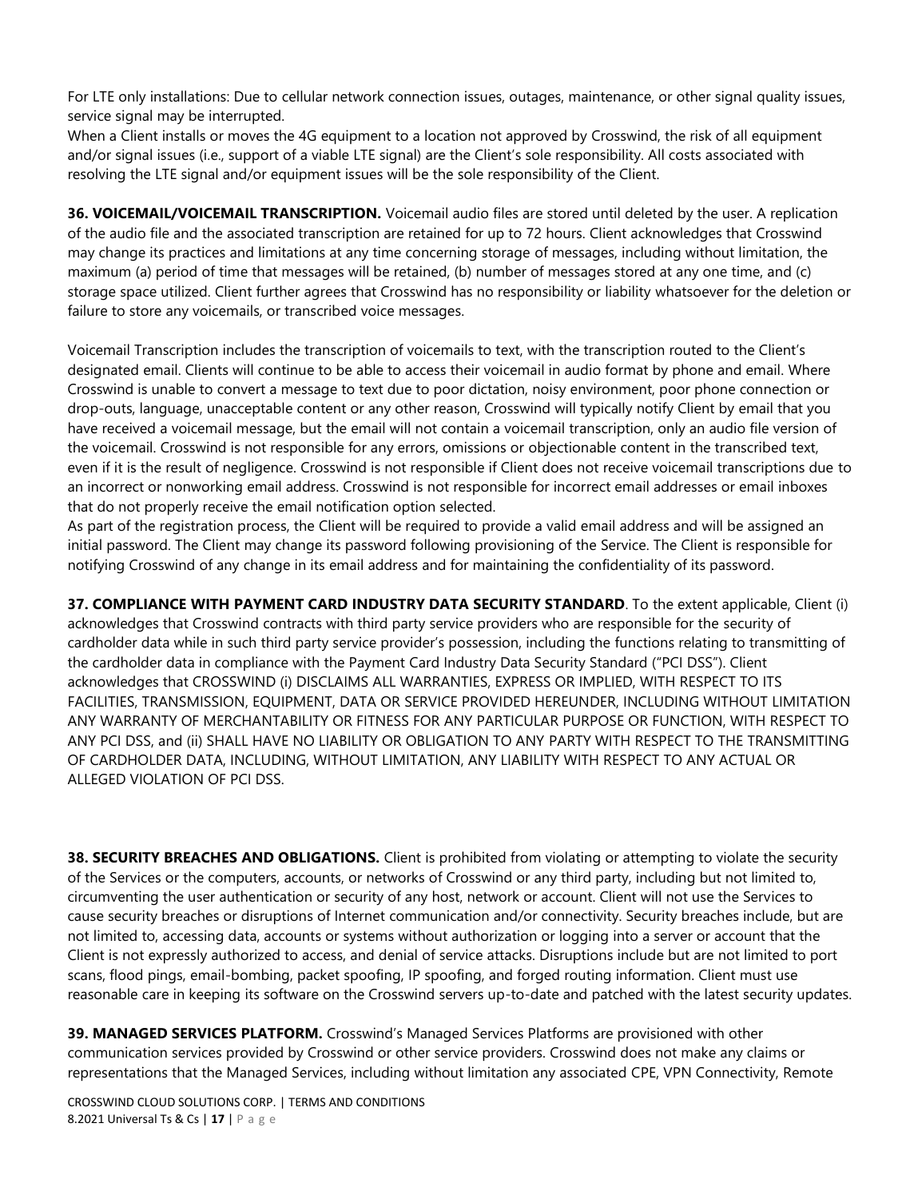For LTE only installations: Due to cellular network connection issues, outages, maintenance, or other signal quality issues, service signal may be interrupted.
When a Client installs or moves the 4G equipment to a location not approved by Crosswind, the risk of all equipment and/or signal issues (i.e., support of a viable LTE signal) are the Client's sole responsibility. All costs associated with resolving the LTE signal and/or equipment issues will be the sole responsibility of the Client.

**36. VOICEMAIL/VOICEMAIL TRANSCRIPTION.** Voicemail audio files are stored until deleted by the user. A replication of the audio file and the associated transcription are retained for up to 72 hours. Client acknowledges that Crosswind may change its practices and limitations at any time concerning storage of messages, including without limitation, the maximum (a) period of time that messages will be retained, (b) number of messages stored at any one time, and (c) storage space utilized. Client further agrees that Crosswind has no responsibility or liability whatsoever for the deletion or failure to store any voicemails, or transcribed voice messages.

Voicemail Transcription includes the transcription of voicemails to text, with the transcription routed to the Client's designated email. Clients will continue to be able to access their voicemail in audio format by phone and email. Where Crosswind is unable to convert a message to text due to poor dictation, noisy environment, poor phone connection or drop-outs, language, unacceptable content or any other reason, Crosswind will typically notify Client by email that you have received a voicemail message, but the email will not contain a voicemail transcription, only an audio file version of the voicemail. Crosswind is not responsible for any errors, omissions or objectionable content in the transcribed text, even if it is the result of negligence. Crosswind is not responsible if Client does not receive voicemail transcriptions due to an incorrect or nonworking email address. Crosswind is not responsible for incorrect email addresses or email inboxes that do not properly receive the email notification option selected.
As part of the registration process, the Client will be required to provide a valid email address and will be assigned an initial password. The Client may change its password following provisioning of the Service. The Client is responsible for notifying Crosswind of any change in its email address and for maintaining the confidentiality of its password.

**37. COMPLIANCE WITH PAYMENT CARD INDUSTRY DATA SECURITY STANDARD**. To the extent applicable, Client (i) acknowledges that Crosswind contracts with third party service providers who are responsible for the security of cardholder data while in such third party service provider's possession, including the functions relating to transmitting of the cardholder data in compliance with the Payment Card Industry Data Security Standard ("PCI DSS"). Client acknowledges that CROSSWIND (i) DISCLAIMS ALL WARRANTIES, EXPRESS OR IMPLIED, WITH RESPECT TO ITS FACILITIES, TRANSMISSION, EQUIPMENT, DATA OR SERVICE PROVIDED HEREUNDER, INCLUDING WITHOUT LIMITATION ANY WARRANTY OF MERCHANTABILITY OR FITNESS FOR ANY PARTICULAR PURPOSE OR FUNCTION, WITH RESPECT TO ANY PCI DSS, and (ii) SHALL HAVE NO LIABILITY OR OBLIGATION TO ANY PARTY WITH RESPECT TO THE TRANSMITTING OF CARDHOLDER DATA, INCLUDING, WITHOUT LIMITATION, ANY LIABILITY WITH RESPECT TO ANY ACTUAL OR ALLEGED VIOLATION OF PCI DSS.

**38. SECURITY BREACHES AND OBLIGATIONS.** Client is prohibited from violating or attempting to violate the security of the Services or the computers, accounts, or networks of Crosswind or any third party, including but not limited to, circumventing the user authentication or security of any host, network or account. Client will not use the Services to cause security breaches or disruptions of Internet communication and/or connectivity. Security breaches include, but are not limited to, accessing data, accounts or systems without authorization or logging into a server or account that the Client is not expressly authorized to access, and denial of service attacks. Disruptions include but are not limited to port scans, flood pings, email-bombing, packet spoofing, IP spoofing, and forged routing information. Client must use reasonable care in keeping its software on the Crosswind servers up-to-date and patched with the latest security updates.

**39. MANAGED SERVICES PLATFORM.** Crosswind's Managed Services Platforms are provisioned with other communication services provided by Crosswind or other service providers. Crosswind does not make any claims or representations that the Managed Services, including without limitation any associated CPE, VPN Connectivity, Remote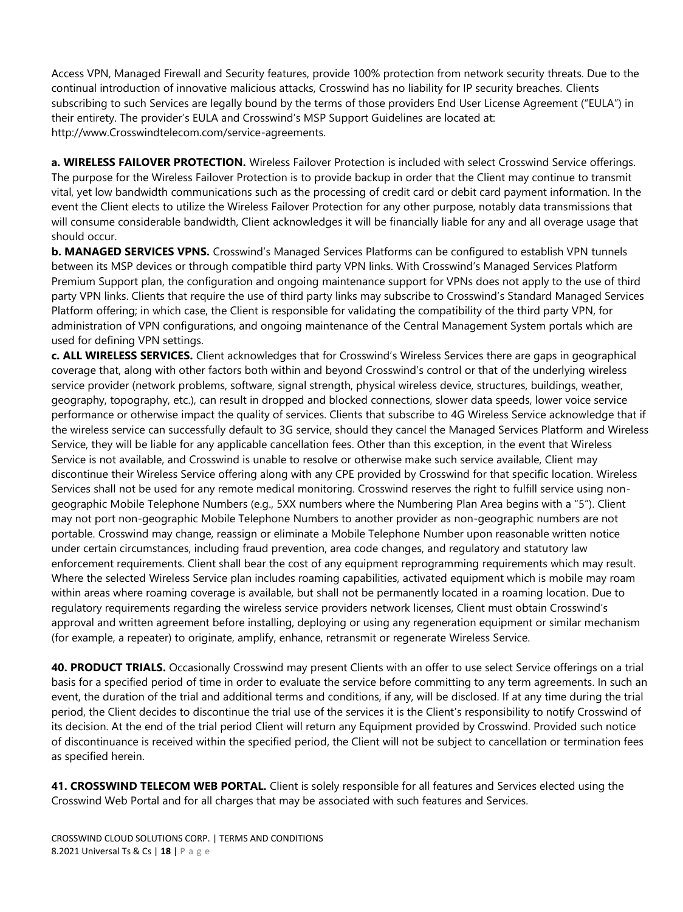Access VPN, Managed Firewall and Security features, provide 100% protection from network security threats. Due to the continual introduction of innovative malicious attacks, Crosswind has no liability for IP security breaches. Clients subscribing to such Services are legally bound by the terms of those providers End User License Agreement ("EULA") in their entirety. The provider's EULA and Crosswind's MSP Support Guidelines are located at: http://www.Crosswindtelecom.com/service-agreements.

**a. WIRELESS FAILOVER PROTECTION.** Wireless Failover Protection is included with select Crosswind Service offerings. The purpose for the Wireless Failover Protection is to provide backup in order that the Client may continue to transmit vital, yet low bandwidth communications such as the processing of credit card or debit card payment information. In the event the Client elects to utilize the Wireless Failover Protection for any other purpose, notably data transmissions that will consume considerable bandwidth, Client acknowledges it will be financially liable for any and all overage usage that should occur.

**b. MANAGED SERVICES VPNS.** Crosswind's Managed Services Platforms can be configured to establish VPN tunnels between its MSP devices or through compatible third party VPN links. With Crosswind's Managed Services Platform Premium Support plan, the configuration and ongoing maintenance support for VPNs does not apply to the use of third party VPN links. Clients that require the use of third party links may subscribe to Crosswind's Standard Managed Services Platform offering; in which case, the Client is responsible for validating the compatibility of the third party VPN, for administration of VPN configurations, and ongoing maintenance of the Central Management System portals which are used for defining VPN settings.

**c. ALL WIRELESS SERVICES.** Client acknowledges that for Crosswind's Wireless Services there are gaps in geographical coverage that, along with other factors both within and beyond Crosswind's control or that of the underlying wireless service provider (network problems, software, signal strength, physical wireless device, structures, buildings, weather, geography, topography, etc.), can result in dropped and blocked connections, slower data speeds, lower voice service performance or otherwise impact the quality of services. Clients that subscribe to 4G Wireless Service acknowledge that if the wireless service can successfully default to 3G service, should they cancel the Managed Services Platform and Wireless Service, they will be liable for any applicable cancellation fees. Other than this exception, in the event that Wireless Service is not available, and Crosswind is unable to resolve or otherwise make such service available, Client may discontinue their Wireless Service offering along with any CPE provided by Crosswind for that specific location. Wireless Services shall not be used for any remote medical monitoring. Crosswind reserves the right to fulfill service using non-geographic Mobile Telephone Numbers (e.g., 5XX numbers where the Numbering Plan Area begins with a "5"). Client may not port non-geographic Mobile Telephone Numbers to another provider as non-geographic numbers are not portable. Crosswind may change, reassign or eliminate a Mobile Telephone Number upon reasonable written notice under certain circumstances, including fraud prevention, area code changes, and regulatory and statutory law enforcement requirements. Client shall bear the cost of any equipment reprogramming requirements which may result. Where the selected Wireless Service plan includes roaming capabilities, activated equipment which is mobile may roam within areas where roaming coverage is available, but shall not be permanently located in a roaming location. Due to regulatory requirements regarding the wireless service providers network licenses, Client must obtain Crosswind's approval and written agreement before installing, deploying or using any regeneration equipment or similar mechanism (for example, a repeater) to originate, amplify, enhance, retransmit or regenerate Wireless Service.

**40. PRODUCT TRIALS.** Occasionally Crosswind may present Clients with an offer to use select Service offerings on a trial basis for a specified period of time in order to evaluate the service before committing to any term agreements. In such an event, the duration of the trial and additional terms and conditions, if any, will be disclosed. If at any time during the trial period, the Client decides to discontinue the trial use of the services it is the Client's responsibility to notify Crosswind of its decision. At the end of the trial period Client will return any Equipment provided by Crosswind. Provided such notice of discontinuance is received within the specified period, the Client will not be subject to cancellation or termination fees as specified herein.

**41. CROSSWIND TELECOM WEB PORTAL.** Client is solely responsible for all features and Services elected using the Crosswind Web Portal and for all charges that may be associated with such features and Services.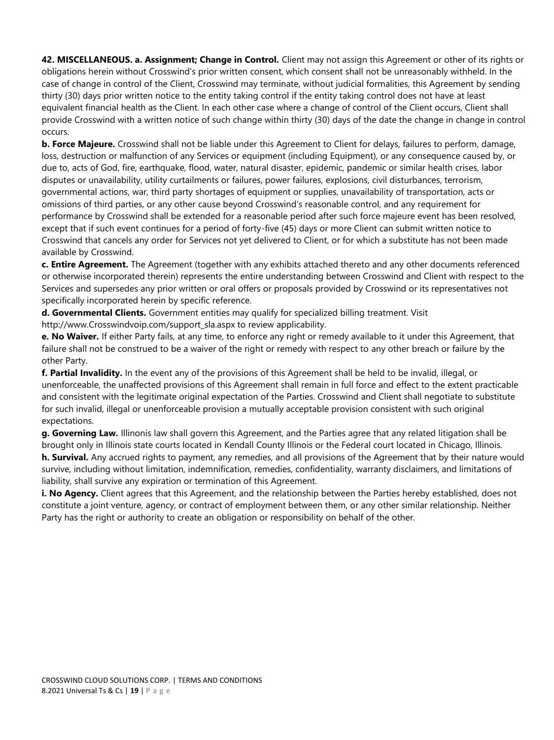**42. MISCELLANEOUS. a. Assignment; Change in Control.** Client may not assign this Agreement or other of its rights or obligations herein without Crosswind's prior written consent, which consent shall not be unreasonably withheld. In the case of change in control of the Client, Crosswind may terminate, without judicial formalities, this Agreement by sending thirty (30) days prior written notice to the entity taking control if the entity taking control does not have at least equivalent financial health as the Client. In each other case where a change of control of the Client occurs, Client shall provide Crosswind with a written notice of such change within thirty (30) days of the date the change in change in control occurs.

**b. Force Majeure.** Crosswind shall not be liable under this Agreement to Client for delays, failures to perform, damage, loss, destruction or malfunction of any Services or equipment (including Equipment), or any consequence caused by, or due to, acts of God, fire, earthquake, flood, water, natural disaster, epidemic, pandemic or similar health crises, labor disputes or unavailability, utility curtailments or failures, power failures, explosions, civil disturbances, terrorism, governmental actions, war, third party shortages of equipment or supplies, unavailability of transportation, acts or omissions of third parties, or any other cause beyond Crosswind's reasonable control, and any requirement for performance by Crosswind shall be extended for a reasonable period after such force majeure event has been resolved, except that if such event continues for a period of forty-five (45) days or more Client can submit written notice to Crosswind that cancels any order for Services not yet delivered to Client, or for which a substitute has not been made available by Crosswind.

**c. Entire Agreement.** The Agreement (together with any exhibits attached thereto and any other documents referenced or otherwise incorporated therein) represents the entire understanding between Crosswind and Client with respect to the Services and supersedes any prior written or oral offers or proposals provided by Crosswind or its representatives not specifically incorporated herein by specific reference.

**d. Governmental Clients.** Government entities may qualify for specialized billing treatment. Visit http://www.Crosswindvoip.com/support_sla.aspx to review applicability.

**e. No Waiver.** If either Party fails, at any time, to enforce any right or remedy available to it under this Agreement, that failure shall not be construed to be a waiver of the right or remedy with respect to any other breach or failure by the other Party.

**f. Partial Invalidity.** In the event any of the provisions of this Agreement shall be held to be invalid, illegal, or unenforceable, the unaffected provisions of this Agreement shall remain in full force and effect to the extent practicable and consistent with the legitimate original expectation of the Parties. Crosswind and Client shall negotiate to substitute for such invalid, illegal or unenforceable provision a mutually acceptable provision consistent with such original expectations.

**g. Governing Law.** Illinonis law shall govern this Agreement, and the Parties agree that any related litigation shall be brought only in Illinois state courts located in Kendall County Illinois or the Federal court located in Chicago, Illinois.

**h. Survival.** Any accrued rights to payment, any remedies, and all provisions of the Agreement that by their nature would survive, including without limitation, indemnification, remedies, confidentiality, warranty disclaimers, and limitations of liability, shall survive any expiration or termination of this Agreement.

**i. No Agency.** Client agrees that this Agreement, and the relationship between the Parties hereby established, does not constitute a joint venture, agency, or contract of employment between them, or any other similar relationship. Neither Party has the right or authority to create an obligation or responsibility on behalf of the other.